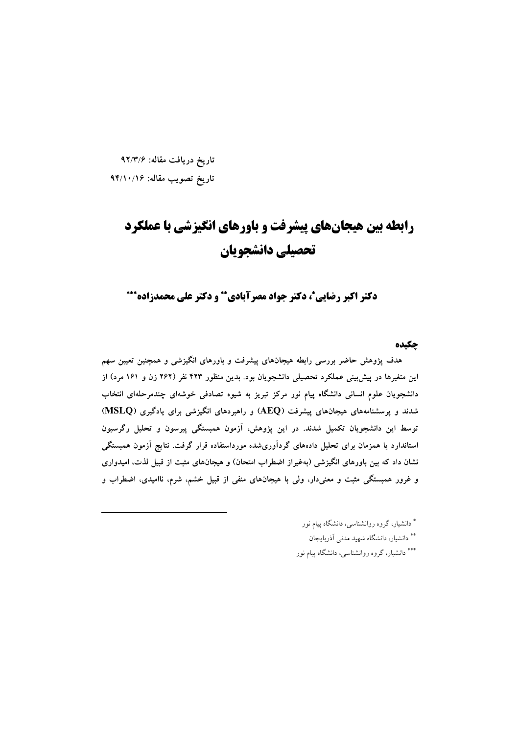تاریخ دریافت مقاله: ۹۲/۳/۶

تاریخ تصویب مقاله: ۹۴/۱۰/۱۶

# رابطه بین هیجان‌های پیشرفت و باورهای انگیزشی با عملکرد تحصیلی دانشجویان

## دکتر اکبر رضایی*، دکتر جواد مصرآبادی** و دکتر علی محمدزاده***

### چکیده

هدف پژوهش حاضر بررسی رابطه هیجان‌های پیشرفت و باورهای انگیزشی و همچنین تعیین سهم این متغیرها در پیش‌بینی عملکرد تحصیلی دانشجویان بود. بدین منظور ۴۲۳ نفر (۲۶۲ زن و ۱۶۱ مرد) از دانشجویان علوم انسانی دانشگاه پیام نور مرکز تبریز به شیوه تصادفی خوشه‌ای چندمرحله‌ای انتخاب شدند و پرسشنامه‌های هیجان‌های پیشرفت (AEQ) و راهبردهای انگیزشی برای یادگیری (MSLQ) توسط این دانشجویان تکمیل شدند. در این پژوهش، آزمون همبستگی پیرسون و تحلیل رگرسیون استاندارد یا همزمان برای تحلیل داده‌های گردآوری‌شده مورداستفاده قرار گرفت. نتایج آزمون همبستگی نشان داد که بین باورهای انگیزشی (به‌غیراز اضطراب امتحان) و هیجان‌های مثبت از قبیل لذت، امیدواری و غرور همبستگی مثبت و معنی‌دار، ولی با هیجان‌های منفی از قبیل خشم، شرم، ناامیدی، اضطراب و

---

* دانشیار، گروه روانشناسی، دانشگاه پیام نور

** دانشیار، دانشگاه شهید مدنی آذربایجان

*** دانشیار، گروه روانشناسی، دانشگاه پیام نور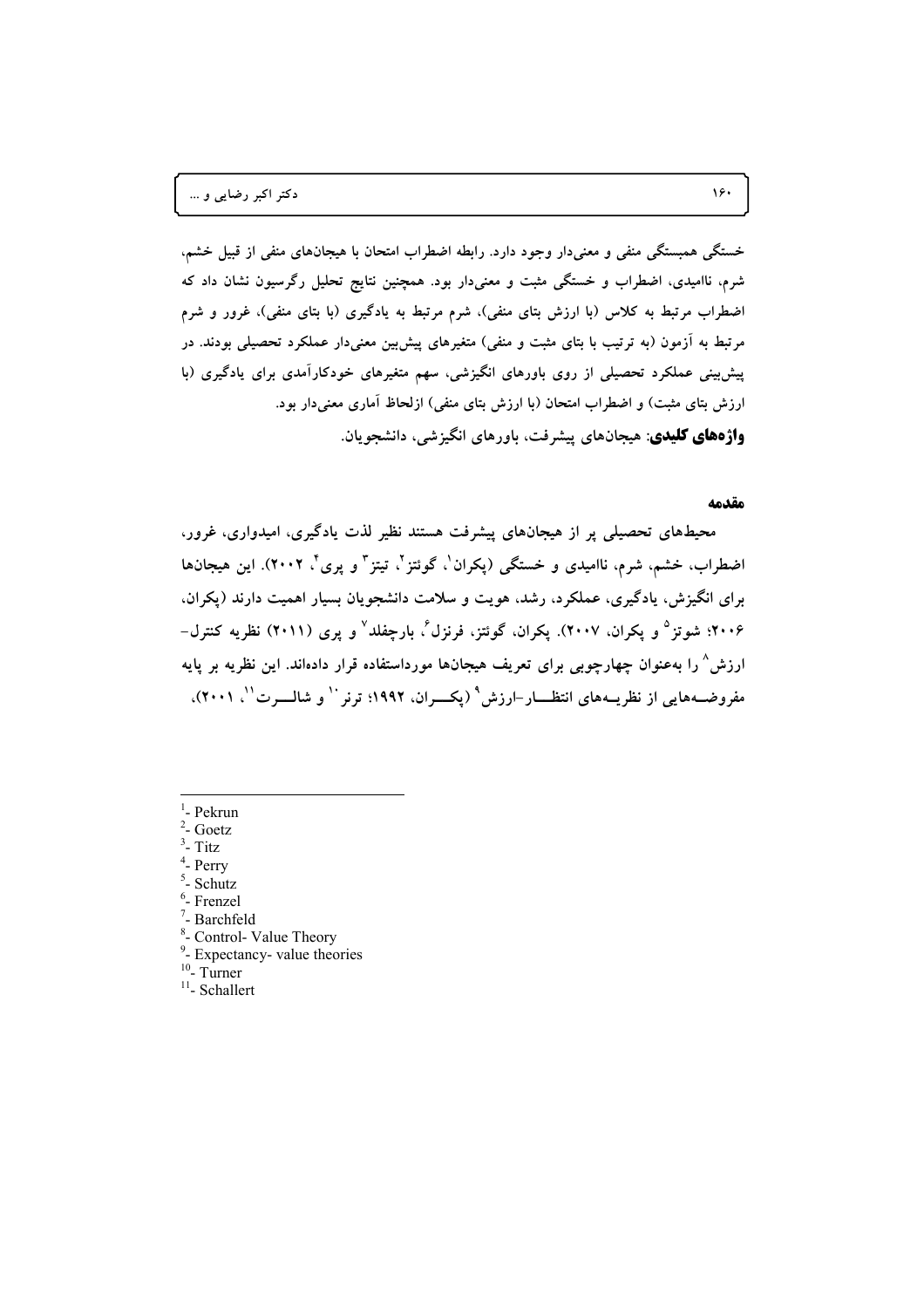خستگی همبستگی منفی و معنی‌دار وجود دارد. رابطه اضطراب امتحان با هیجان‌های منفی از قبیل خشم، شرم، ناامیدی، اضطراب و خستگی مثبت و معنی‌دار بود. همچنین نتایج تحلیل رگرسیون نشان داد که اضطراب مرتبط به کلاس (با ارزش بتای منفی)، شرم مرتبط به یادگیری (با بتای منفی)، غرور و شرم مرتبط به آزمون (به ترتیب با بتای مثبت و منفی) متغیرهای پیش‌بین معنی‌دار عملکرد تحصیلی بودند. در پیش‌بینی عملکرد تحصیلی از روی باورهای انگیزشی، سهم متغیرهای خودکارآمدی برای یادگیری (با ارزش بتای مثبت) و اضطراب امتحان (با ارزش بتای منفی) ازلحاظ آماری معنی‌دار بود.

**واژه‌های کلیدی**: هیجان‌های پیشرفت، باورهای انگیزشی، دانشجویان.

## مقدمه

محیط‌های تحصیلی پر از هیجان‌های پیشرفت هستند نظیر لذت یادگیری، امیدواری، غرور، اضطراب، خشم، شرم، ناامیدی و خستگی (پکران[1]، گوئتز[2]، تیتز[3] و پری[4]، ۲۰۰۲). این هیجان‌ها برای انگیزش، یادگیری، عملکرد، رشد، هویت و سلامت دانشجویان بسیار اهمیت دارند (پکران، ۲۰۰۶؛ شوتز[5] و پکران، ۲۰۰۷). پکران، گوئتز، فرنزل[6]، بارچفلد[7] و پری (۲۰۱۱) نظریه کنترل-ارزش[8] را به‌عنوان چهارچوبی برای تعریف هیجان‌ها مورداستفاده قرار داده‌اند. این نظریه بر پایه مفروضه‌هایی از نظریه‌های انتظار-ارزش[9] (پکران، ۱۹۹۲؛ ترنر[10] و شالرت[11]، ۲۰۰۱)،

---

[1]- Pekrun
[2]- Goetz
[3]- Titz
[4]- Perry
[5]- Schutz
[6]- Frenzel
[7]- Barchfeld
[8]- Control- Value Theory
[9]- Expectancy- value theories
[10]- Turner
[11]- Schallert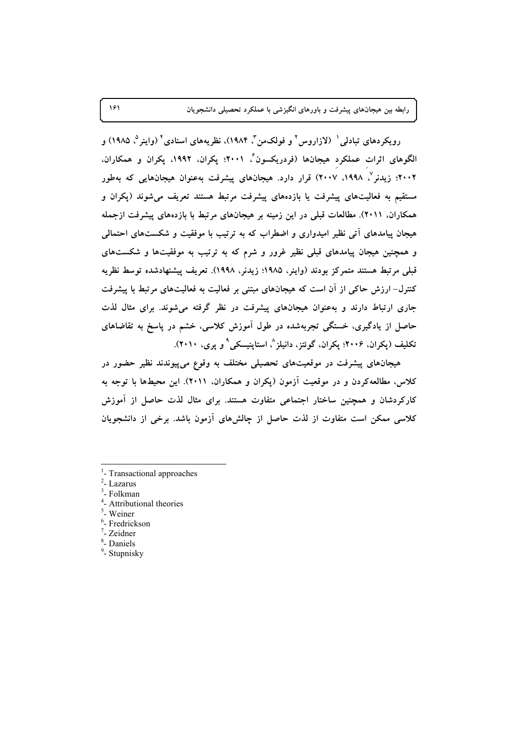رویکردهای تبادلی[1] (لازاروس[2] و فولکمن[3]، ۱۹۸۴)، نظریه‌های اسنادی[4] (واینر[5]، ۱۹۸۵) و الگوهای اثرات عملکرد هیجان‌ها (فردریکسون[6]، ۲۰۰۱؛ پکران، ۱۹۹۲، پکران و همکاران، ۲۰۰۲؛ زیدنر[7]، ۱۹۹۸، ۲۰۰۷) قرار دارد. هیجان‌های پیشرفت به‌عنوان هیجان‌هایی که به‌طور مستقیم به فعالیت‌های پیشرفت یا بازده‌های پیشرفت مرتبط هستند تعریف می‌شوند (پکران و همکاران، ۲۰۱۱). مطالعات قبلی در این زمینه بر هیجان‌های مرتبط با بازده‌های پیشرفت ازجمله هیجان پیامدهای آتی نظیر امیدواری و اضطراب که به ترتیب با موفقیت و شکست‌های احتمالی و همچنین هیجان پیامدهای قبلی نظیر غرور و شرم که به ترتیب به موفقیت‌ها و شکست‌های قبلی مرتبط هستند متمرکز بودند (واینر، ۱۹۸۵؛ زیدنر، ۱۹۹۸). تعریف پیشنهادشده توسط نظریه کنترل- ارزش حاکی از آن است که هیجان‌های مبتنی بر فعالیت به فعالیت‌های مرتبط با پیشرفت جاری ارتباط دارند و به‌عنوان هیجان‌های پیشرفت در نظر گرفته می‌شوند. برای مثال لذت حاصل از یادگیری، خستگی تجربه‌شده در طول آموزش کلاسی، خشم در پاسخ به تقاضاهای تکلیف (پکران، ۲۰۰۶؛ پکران، گوئتز، دانیلز[8]، استاپنیسکی[9] و پری، ۲۰۱۰).

هیجان‌های پیشرفت در موقعیت‌های تحصیلی مختلف به وقوع می‌پیوندند نظیر حضور در کلاس، مطالعه‌کردن و در موقعیت آزمون (پکران و همکاران، ۲۰۱۱). این محیط‌ها با توجه به کارکردشان و همچنین ساختار اجتماعی متفاوت هستند. برای مثال لذت حاصل از آموزش کلاسی ممکن است متفاوت از لذت حاصل از چالش‌های آزمون باشد. برخی از دانشجویان

---

[1]- Transactional approaches
[2]- Lazarus
[3]- Folkman
[4]- Attributional theories
[5]- Weiner
[6]- Fredrickson
[7]- Zeidner
[8]- Daniels
[9]- Stupnisky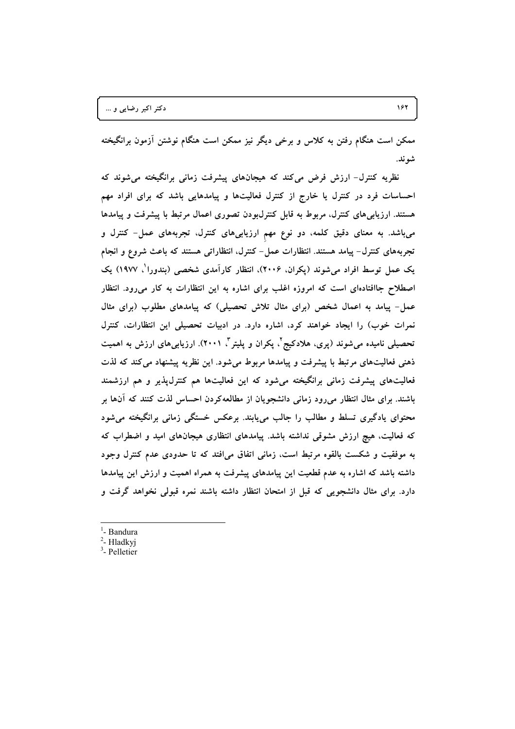ممکن است هنگام رفتن به کلاس و برخی دیگر نیز ممکن است هنگام نوشتن آزمون برانگیخته شوند.

نظریه کنترل- ارزش فرض می‌کند که هیجان‌های پیشرفت زمانی برانگیخته می‌شوند که احساسات فرد در کنترل یا خارج از کنترل فعالیت‌ها و پیامدهایی باشد که برای افراد مهم هستند. ارزیابی‌های کنترل، مربوط به قابل کنترل‌بودن تصوری اعمال مرتبط با پیشرفت و پیامدها می‌باشد. به معنای دقیق کلمه، دو نوع مهم ارزیابی‌های کنترل، تجربه‌های عمل- کنترل و تجربه‌های کنترل- پیامد هستند. انتظارات عمل- کنترل، انتظاراتی هستند که باعث شروع و انجام یک عمل توسط افراد می‌شوند (پکران، ۲۰۰۶)، انتظار کارآمدی شخصی (بندورا[1]، ۱۹۷۷) یک اصطلاح جاافتاده‌ای است که امروزه اغلب برای اشاره به این انتظارات به کار می‌رود. انتظار عمل- پیامد به اعمال شخص (برای مثال تلاش تحصیلی) که پیامدهای مطلوب (برای مثال نمرات خوب) را ایجاد خواهند کرد، اشاره دارد. در ادبیات تحصیلی این انتظارات، کنترل تحصیلی نامیده می‌شوند (پری، هلادکیج[2]، پکران و پلیتر[3]، ۲۰۰۱). ارزیابی‌های ارزش به اهمیت ذهنی فعالیت‌های مرتبط با پیشرفت و پیامدها مربوط می‌شود. این نظریه پیشنهاد می‌کند که لذت فعالیت‌های پیشرفت زمانی برانگیخته می‌شود که این فعالیت‌ها هم کنترل‌پذیر و هم ارزشمند باشند. برای مثال انتظار می‌رود زمانی دانشجویان از مطالعه‌کردن احساس لذت کنند که آن‌ها بر محتوای یادگیری تسلط و مطالب را جالب می‌یابند. برعکس خستگی زمانی برانگیخته می‌شود که فعالیت، هیچ ارزش مشوقی نداشته باشد. پیامدهای انتظاری هیجان‌های امید و اضطراب که به موفقیت و شکست بالقوه مرتبط است، زمانی اتفاق می‌افتد که تا حدودی عدم کنترل وجود داشته باشد که اشاره به عدم قطعیت این پیامدهای پیشرفت به همراه اهمیت و ارزش این پیامدها دارد. برای مثال دانشجویی که قبل از امتحان انتظار داشته باشند نمره قبولی نخواهد گرفت و

---

[1]- Bandura
[2]- Hladkyj
[3]- Pelletier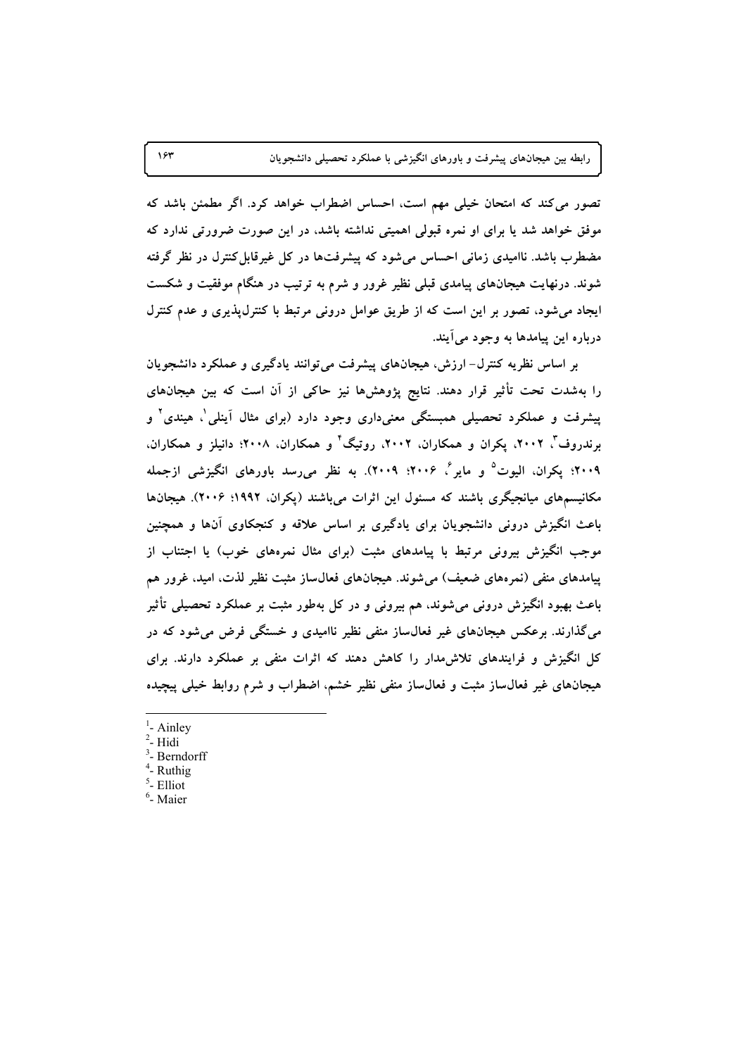تصور می‌کند که امتحان خیلی مهم است، احساس اضطراب خواهد کرد. اگر مطمئن باشد که موفق خواهد شد یا برای او نمره قبولی اهمیتی نداشته باشد، در این صورت ضرورتی ندارد که مضطرب باشد. ناامیدی زمانی احساس می‌شود که پیشرفت‌ها در کل غیرقابل‌کنترل در نظر گرفته شوند. درنهایت هیجان‌های پیامدی قبلی نظیر غرور و شرم به ترتیب در هنگام موفقیت و شکست ایجاد می‌شود، تصور بر این است که از طریق عوامل درونی مرتبط با کنترل‌پذیری و عدم کنترل درباره این پیامدها به وجود می‌آیند.

بر اساس نظریه کنترل- ارزش، هیجان‌های پیشرفت می‌توانند یادگیری و عملکرد دانشجویان را به‌شدت تحت تأثیر قرار دهند. نتایج پژوهش‌ها نیز حاکی از آن است که بین هیجان‌های پیشرفت و عملکرد تحصیلی همبستگی معنی‌داری وجود دارد (برای مثال آینلی[1]، هیدی[2] و برندروف[3]، ۲۰۰۲، پکران و همکاران، ۲۰۰۲، روتیگ[4] و همکاران، ۲۰۰۸؛ دانیلز و همکاران، ۲۰۰۹؛ پکران، الیوت[5] و مایر[6]، ۲۰۰۶؛ ۲۰۰۹). به نظر می‌رسد باورهای انگیزشی ازجمله مکانیسم‌های میانجیگری باشند که مسئول این اثرات می‌باشند (پکران، ۱۹۹۲؛ ۲۰۰۶). هیجان‌ها باعث انگیزش درونی دانشجویان برای یادگیری بر اساس علاقه و کنجکاوی آن‌ها و همچنین موجب انگیزش بیرونی مرتبط با پیامدهای مثبت (برای مثال نمره‌های خوب) یا اجتناب از پیامدهای منفی (نمره‌های ضعیف) می‌شوند. هیجان‌های فعال‌ساز مثبت نظیر لذت، امید، غرور هم باعث بهبود انگیزش درونی می‌شوند، هم بیرونی و در کل به‌طور مثبت بر عملکرد تحصیلی تأثیر می‌گذارند. برعکس هیجان‌های غیر فعال‌ساز منفی نظیر ناامیدی و خستگی فرض می‌شود که در کل انگیزش و فرایندهای تلاش‌مدار را کاهش دهند که اثرات منفی بر عملکرد دارند. برای هیجان‌های غیر فعال‌ساز مثبت و فعال‌ساز منفی نظیر خشم، اضطراب و شرم روابط خیلی پیچیده

---

[1]- Ainley
[2]- Hidi
[3]- Berndorff
[4]- Ruthig
[5]- Elliot
[6]- Maier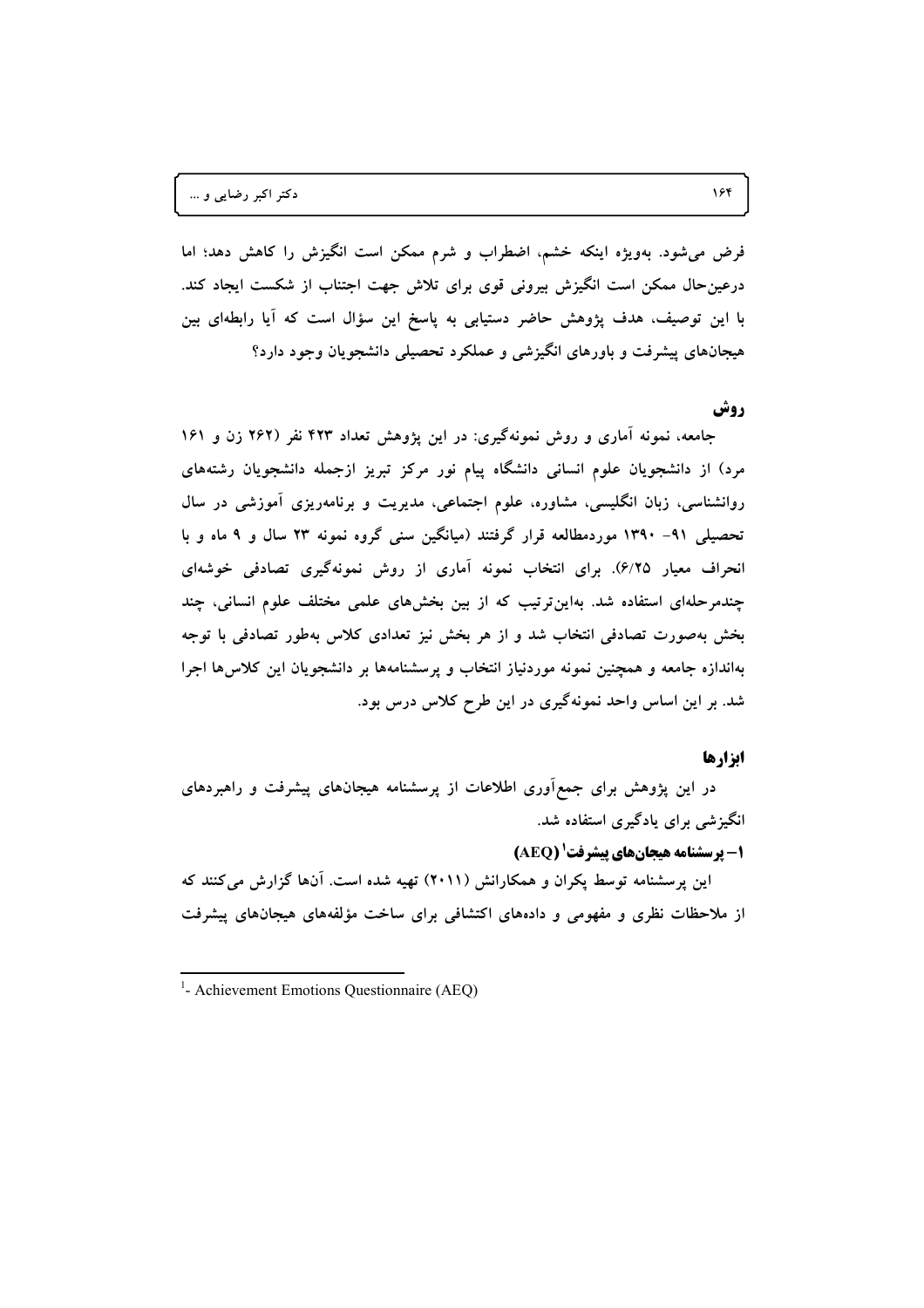فرض می‌شود. به‌ویژه اینکه خشم، اضطراب و شرم ممکن است انگیزش را کاهش دهد؛ اما درعین‌حال ممکن است انگیزش بیرونی قوی برای تلاش جهت اجتناب از شکست ایجاد کند. با این توصیف، هدف پژوهش حاضر دستیابی به پاسخ این سؤال است که آیا رابطه‌ای بین هیجان‌های پیشرفت و باورهای انگیزشی و عملکرد تحصیلی دانشجویان وجود دارد؟

## روش

جامعه، نمونه آماری و روش نمونه‌گیری: در این پژوهش تعداد ۴۲۳ نفر (۲۶۲ زن و ۱۶۱ مرد) از دانشجویان علوم انسانی دانشگاه پیام نور مرکز تبریز ازجمله دانشجویان رشته‌های روانشناسی، زبان انگلیسی، مشاوره، علوم اجتماعی، مدیریت و برنامه‌ریزی آموزشی در سال تحصیلی ۹۱- ۱۳۹۰ موردمطالعه قرار گرفتند (میانگین سنی گروه نمونه ۲۳ سال و ۹ ماه و با انحراف معیار ۶/۲۵). برای انتخاب نمونه آماری از روش نمونه‌گیری تصادفی خوشه‌ای چندمرحله‌ای استفاده شد. به‌این‌ترتیب که از بین بخش‌های علمی مختلف علوم انسانی، چند بخش به‌صورت تصادفی انتخاب شد و از هر بخش نیز تعدادی کلاس به‌طور تصادفی با توجه به‌اندازه جامعه و همچنین نمونه موردنیاز انتخاب و پرسشنامه‌ها بر دانشجویان این کلاس‌ها اجرا شد. بر این اساس واحد نمونه‌گیری در این طرح کلاس درس بود.

## ابزارها

در این پژوهش برای جمع‌آوری اطلاعات از پرسشنامه هیجان‌های پیشرفت و راهبردهای انگیزشی برای یادگیری استفاده شد.

**۱- پرسشنامه هیجان‌های پیشرفت[1] (AEQ)**

این پرسشنامه توسط پکران و همکارانش (۲۰۱۱) تهیه شده است. آن‌ها گزارش می‌کنند که از ملاحظات نظری و مفهومی و داده‌های اکتشافی برای ساخت مؤلفه‌های هیجان‌های پیشرفت

---

[1]- Achievement Emotions Questionnaire (AEQ)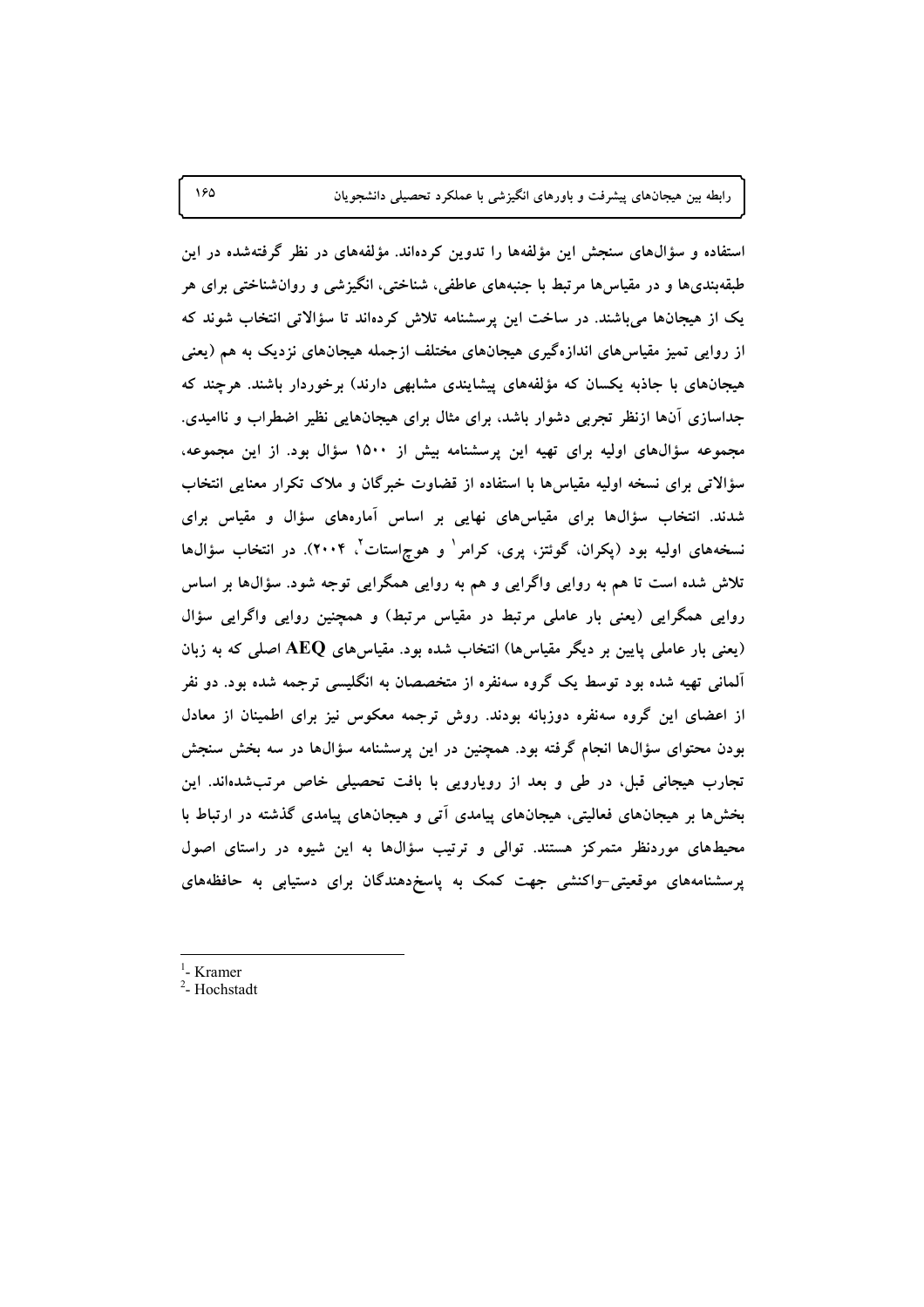استفاده و سؤال‌های سنجش این مؤلفه‌ها را تدوین کرده‌اند. مؤلفه‌های در نظر گرفته‌شده در این طبقه‌بندی‌ها و در مقیاس‌ها مرتبط با جنبه‌های عاطفی، شناختی، انگیزشی و روان‌شناختی برای هر یک از هیجان‌ها می‌باشند. در ساخت این پرسشنامه تلاش کرده‌اند تا سؤالاتی انتخاب شوند که از روایی تمیز مقیاس‌های اندازه‌گیری هیجان‌های مختلف ازجمله هیجان‌های نزدیک به هم (یعنی هیجان‌های با جاذبه یکسان که مؤلفه‌های پیشایندی مشابهی دارند) برخوردار باشند. هرچند که جداسازی آن‌ها ازنظر تجربی دشوار باشد، برای مثال برای هیجان‌هایی نظیر اضطراب و ناامیدی. مجموعه سؤال‌های اولیه برای تهیه این پرسشنامه بیش از ۱۵۰۰ سؤال بود. از این مجموعه، سؤالاتی برای نسخه اولیه مقیاس‌ها با استفاده از قضاوت خبرگان و ملاک تکرار معنایی انتخاب شدند. انتخاب سؤال‌ها برای مقیاس‌های نهایی بر اساس آماره‌های سؤال و مقیاس برای نسخه‌های اولیه بود (پکران، گوئتز، پری، کرامر[1] و هوچ‌استات[2]، ۲۰۰۴). در انتخاب سؤال‌ها تلاش شده است تا هم به روایی واگرایی و هم به روایی همگرایی توجه شود. سؤال‌ها بر اساس روایی همگرایی (یعنی بار عاملی مرتبط در مقیاس مرتبط) و همچنین روایی واگرایی سؤال (یعنی بار عاملی پایین بر دیگر مقیاس‌ها) انتخاب شده بود. مقیاس‌های **AEQ** اصلی که به زبان آلمانی تهیه شده بود توسط یک گروه سه‌نفره از متخصصان به انگلیسی ترجمه شده بود. دو نفر از اعضای این گروه سه‌نفره دوزبانه بودند. روش ترجمه معکوس نیز برای اطمینان از معادل بودن محتوای سؤال‌ها انجام گرفته بود. همچنین در این پرسشنامه سؤال‌ها در سه بخش سنجش تجارب هیجانی قبل، در طی و بعد از رویارویی با بافت تحصیلی خاص مرتب‌شده‌اند. این بخش‌ها بر هیجان‌های فعالیتی، هیجان‌های پیامدی آتی و هیجان‌های پیامدی گذشته در ارتباط با محیط‌های موردنظر متمرکز هستند. توالی و ترتیب سؤال‌ها به این شیوه در راستای اصول پرسشنامه‌های موقعیتی–واکنشی جهت کمک به پاسخ‌دهندگان برای دستیابی به حافظه‌های

---

[1]- Kramer

[2]- Hochstadt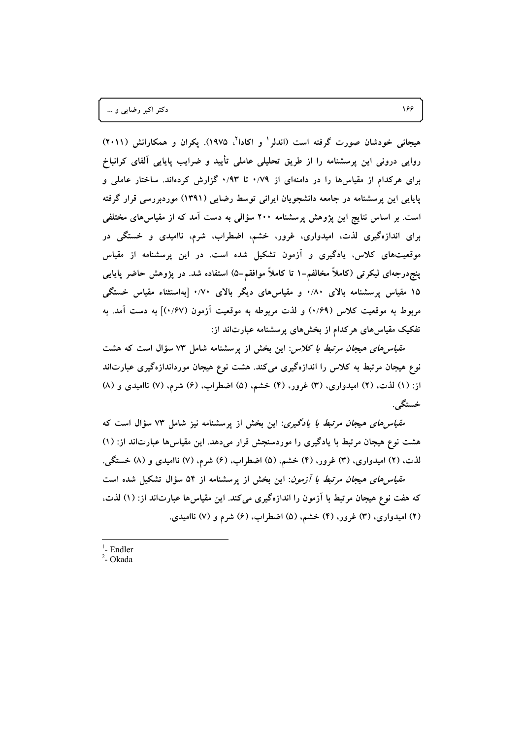هیجانی خودشان صورت گرفته است (اندلر[1] و اکادا[2]، ۱۹۷۵). پکران و همکارانش (۲۰۱۱) روایی درونی این پرسشنامه را از طریق تحلیلی عاملی تأیید و ضرایب پایایی آلفای کرانباخ برای هرکدام از مقیاس‌ها را در دامنه‌ای از ۰/۷۹ تا ۰/۹۳ گزارش کرده‌اند. ساختار عاملی و پایایی این پرسشنامه در جامعه دانشجویان ایرانی توسط رضایی (۱۳۹۱) موردبررسی قرار گرفته است. بر اساس نتایج این پژوهش پرسشنامه ۲۰۰ سؤالی به دست آمد که از مقیاس‌های مختلفی برای اندازه‌گیری لذت، امیدواری، غرور، خشم، اضطراب، شرم، ناامیدی و خستگی در موقعیت‌های کلاس، یادگیری و آزمون تشکیل شده است. در این پرسشنامه از مقیاس پنج‌درجه‌ای لیکرتی (کاملاً مخالفم=۱ تا کاملاً موافقم=۵) استفاده شد. در پژوهش حاضر پایایی ۱۵ مقیاس پرسشنامه بالای ۰/۸۰ و مقیاس‌های دیگر بالای ۰/۷۰ [به‌استثناء مقیاس خستگی مربوط به موقعیت کلاس (۰/۶۹) و لذت مربوطه به موقعیت آزمون (۰/۶۷)] به دست آمد. به تفکیک مقیاس‌های هرکدام از بخش‌های پرسشنامه عبارت‌اند از:

*مقیاس‌های هیجان مرتبط با کلاس*: این بخش از پرسشنامه شامل ۷۳ سؤال است که هشت نوع هیجان مرتبط به کلاس را اندازه‌گیری می‌کند. هشت نوع هیجان مورداندازه‌گیری عبارت‌اند از: (۱) لذت، (۲) امیدواری، (۳) غرور، (۴) خشم، (۵) اضطراب، (۶) شرم، (۷) ناامیدی و (۸) خستگی.

*مقیاس‌های هیجان مرتبط با یادگیری*: این بخش از پرسشنامه نیز شامل ۷۳ سؤال است که هشت نوع هیجان مرتبط با یادگیری را موردسنجش قرار می‌دهد. این مقیاس‌ها عبارت‌اند از: (۱) لذت، (۲) امیدواری، (۳) غرور، (۴) خشم، (۵) اضطراب، (۶) شرم، (۷) ناامیدی و (۸) خستگی.

*مقیاس‌های هیجان مرتبط با آزمون*: این بخش از پرسشنامه از ۵۴ سؤال تشکیل شده است که هفت نوع هیجان مرتبط با آزمون را اندازه‌گیری می‌کند. این مقیاس‌ها عبارت‌اند از: (۱) لذت، (۲) امیدواری، (۳) غرور، (۴) خشم، (۵) اضطراب، (۶) شرم و (۷) ناامیدی.

---

[1]- Endler

[2]- Okada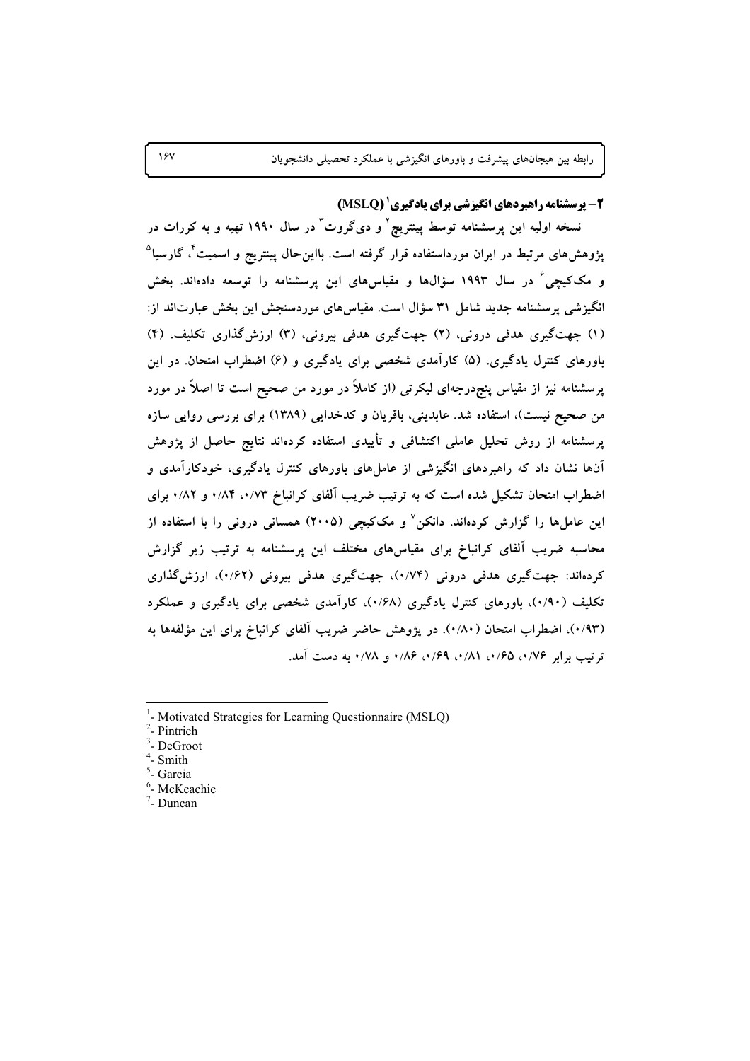### ۲- پرسشنامه راهبردهای انگیزشی برای یادگیری[1] (MSLQ)

نسخه اولیه این پرسشنامه توسط پینتریچ[2] و دی‌گروت[3] در سال ۱۹۹۰ تهیه و به کرات در پژوهش‌های مرتبط در ایران مورداستفاده قرار گرفته است. بااین‌حال پینتریچ و اسمیت[4]، گارسیا[5] و مک‌کیچی[6] در سال ۱۹۹۳ سؤال‌ها و مقیاس‌های این پرسشنامه را توسعه داده‌اند. بخش انگیزشی پرسشنامه جدید شامل ۳۱ سؤال است. مقیاس‌های موردسنجش این بخش عبارت‌اند از: (۱) جهت‌گیری هدفی درونی، (۲) جهت‌گیری هدفی بیرونی، (۳) ارزش‌گذاری تکلیف، (۴) باورهای کنترل یادگیری، (۵) کارآمدی شخصی برای یادگیری و (۶) اضطراب امتحان. در این پرسشنامه نیز از مقیاس پنج‌درجه‌ای لیکرتی (از کاملاً در مورد من صحیح است تا اصلاً در مورد من صحیح نیست)، استفاده شد. عابدینی، باقریان و کدخدایی (۱۳۸۹) برای بررسی روایی سازه پرسشنامه از روش تحلیل عاملی اکتشافی و تأییدی استفاده کرده‌اند نتایج حاصل از پژوهش آن‌ها نشان داد که راهبردهای انگیزشی از عامل‌های باورهای کنترل یادگیری، خودکارآمدی و اضطراب امتحان تشکیل شده است که به ترتیب ضریب آلفای کرانباخ ۰/۷۳، ۰/۸۴ و ۰/۸۲ برای این عامل‌ها را گزارش کرده‌اند. دانکن[7] و مک‌کیچی (۲۰۰۵) همسانی درونی را با استفاده از محاسبه ضریب آلفای کرانباخ برای مقیاس‌های مختلف این پرسشنامه به ترتیب زیر گزارش کرده‌اند: جهت‌گیری هدفی درونی (۰/۷۴)، جهت‌گیری هدفی بیرونی (۰/۶۲)، ارزش‌گذاری تکلیف (۰/۹۰)، باورهای کنترل یادگیری (۰/۶۸)، کارآمدی شخصی برای یادگیری و عملکرد (۰/۹۳)، اضطراب امتحان (۰/۸۰). در پژوهش حاضر ضریب آلفای کرانباخ برای این مؤلفه‌ها به ترتیب برابر ۰/۷۶، ۰/۶۵، ۰/۸۱، ۰/۶۹، ۰/۸۶ و ۰/۷۸ به دست آمد.

---

[1]- Motivated Strategies for Learning Questionnaire (MSLQ)
[2]- Pintrich
[3]- DeGroot
[4]- Smith
[5]- Garcia
[6]- McKeachie
[7]- Duncan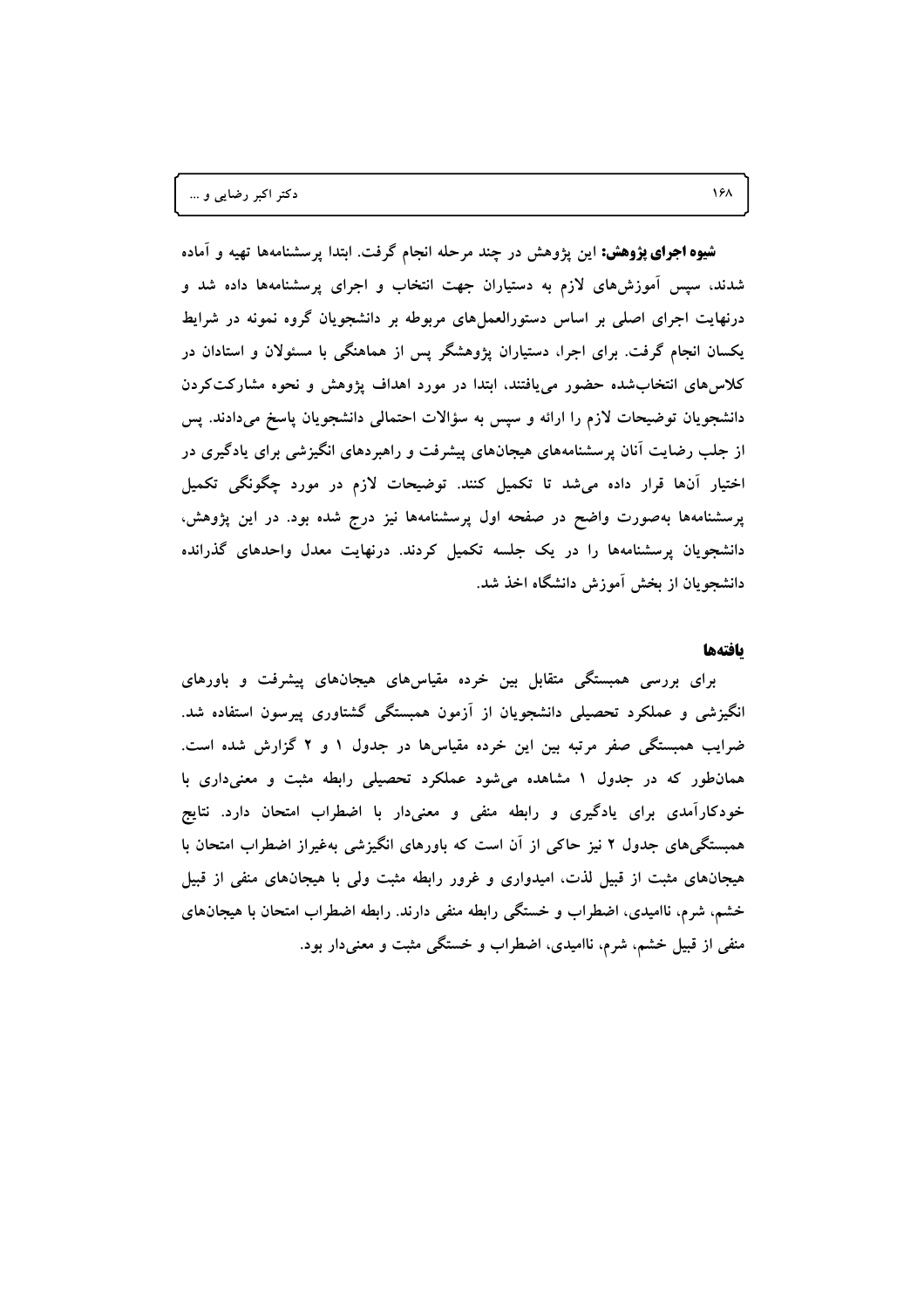**شیوه اجرای پژوهش:** این پژوهش در چند مرحله انجام گرفت. ابتدا پرسشنامه‌ها تهیه و آماده شدند، سپس آموزش‌های لازم به دستیاران جهت انتخاب و اجرای پرسشنامه‌ها داده شد و درنهایت اجرای اصلی بر اساس دستورالعمل‌های مربوطه بر دانشجویان گروه نمونه در شرایط یکسان انجام گرفت. برای اجرا، دستیاران پژوهشگر پس از هماهنگی با مسئولان و استادان در کلاس‌های انتخاب‌شده حضور می‌یافتند، ابتدا در مورد اهداف پژوهش و نحوه مشارکت‌کردن دانشجویان توضیحات لازم را ارائه و سپس به سؤالات احتمالی دانشجویان پاسخ می‌دادند. پس از جلب رضایت آنان پرسشنامه‌های هیجان‌های پیشرفت و راهبردهای انگیزشی برای یادگیری در اختیار آن‌ها قرار داده می‌شد تا تکمیل کنند. توضیحات لازم در مورد چگونگی تکمیل پرسشنامه‌ها به‌صورت واضح در صفحه اول پرسشنامه‌ها نیز درج شده بود. در این پژوهش، دانشجویان پرسشنامه‌ها را در یک جلسه تکمیل کردند. درنهایت معدل واحدهای گذرانده دانشجویان از بخش آموزش دانشگاه اخذ شد.

## یافته‌ها

برای بررسی همبستگی متقابل بین خرده مقیاس‌های هیجان‌های پیشرفت و باورهای انگیزشی و عملکرد تحصیلی دانشجویان از آزمون همبستگی گشتاوری پیرسون استفاده شد. ضرایب همبستگی صفر مرتبه بین این خرده مقیاس‌ها در جدول ۱ و ۲ گزارش شده است. همان‌طور که در جدول ۱ مشاهده می‌شود عملکرد تحصیلی رابطه مثبت و معنی‌داری با خودکارآمدی برای یادگیری و رابطه منفی و معنی‌دار با اضطراب امتحان دارد. نتایج همبستگی‌های جدول ۲ نیز حاکی از آن است که باورهای انگیزشی به‌غیراز اضطراب امتحان با هیجان‌های مثبت از قبیل لذت، امیدواری و غرور رابطه مثبت ولی با هیجان‌های منفی از قبیل خشم، شرم، ناامیدی، اضطراب و خستگی رابطه منفی دارند. رابطه اضطراب امتحان با هیجان‌های منفی از قبیل خشم، شرم، ناامیدی، اضطراب و خستگی مثبت و معنی‌دار بود.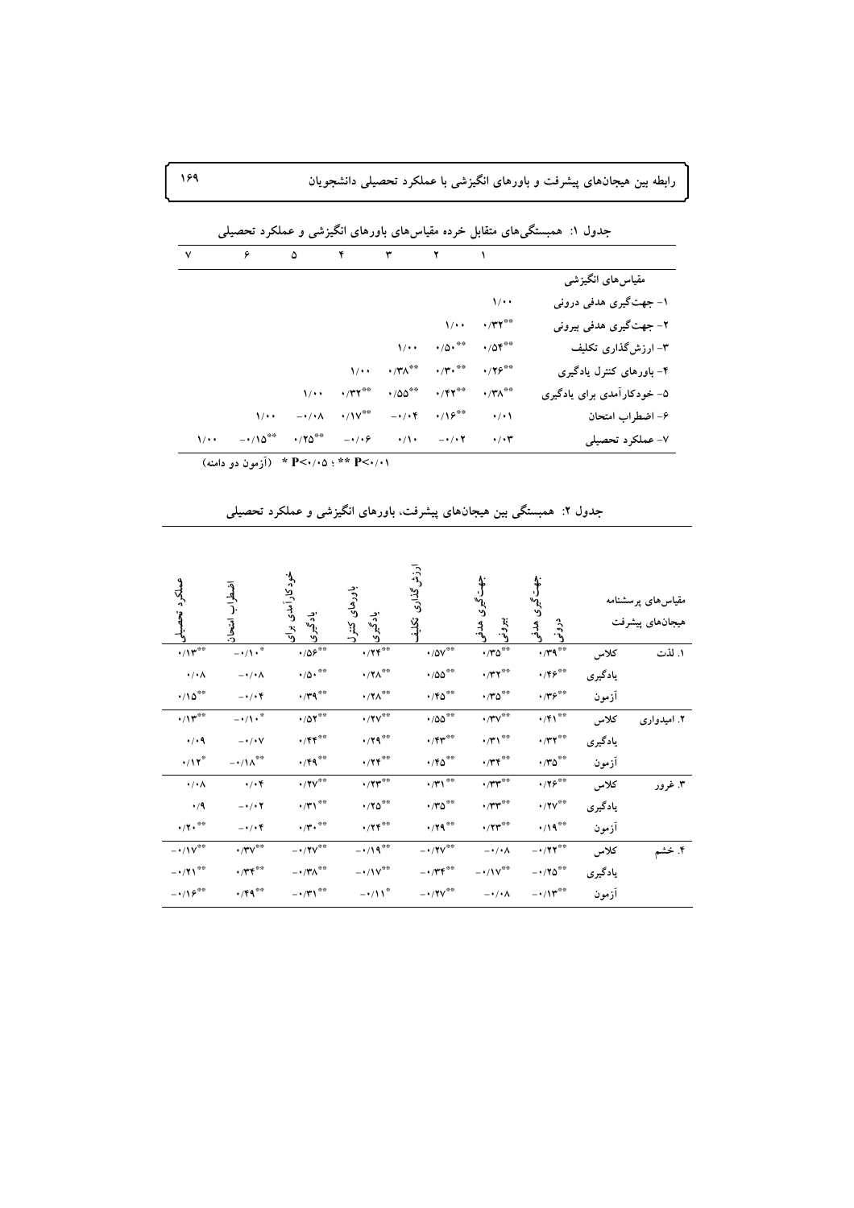جدول ۱: همبستگی‌های متقابل خرده مقیاس‌های باورهای انگیزشی و عملکرد تحصیلی

| مقیاس‌های انگیزشی | ۱ | ۲ | ۳ | ۴ | ۵ | ۶ | ۷ |
|---|---|---|---|---|---|---|---|
| ۱- جهت‌گیری هدفی درونی | ۱/۰۰ | | | | | | |
| ۲- جهت‌گیری هدفی بیرونی | \*\*۰/۳۲ | ۱/۰۰ | | | | | |
| ۳- ارزش‌گذاری تکلیف | \*\*۰/۵۴ | \*\*۰/۵۰ | ۱/۰۰ | | | | |
| ۴- باورهای کنترل یادگیری | \*\*۰/۲۶ | \*\*۰/۳۰ | \*\*۰/۳۸ | ۱/۰۰ | | | |
| ۵- خودکارآمدی برای یادگیری | \*\*۰/۳۸ | \*\*۰/۴۲ | \*\*۰/۵۵ | \*\*۰/۳۲ | ۱/۰۰ | | |
| ۶- اضطراب امتحان | ۰/۰۱ | \*\*۰/۱۶ | ۰/۰۴- | \*\*۰/۱۷ | ۰/۰۸- | ۱/۰۰ | |
| ۷- عملکرد تحصیلی | ۰/۰۳ | ۰/۰۲- | ۰/۱۰ | ۰/۰۶- | \*\*۰/۲۵ | \*\*۰/۱۵- | ۱/۰۰ |

\* P<۰/۰۵ ؛ \*\* P<۰/۰۱ (آزمون دو دامنه)

جدول ۲: همبستگی بین هیجان‌های پیشرفت، باورهای انگیزشی و عملکرد تحصیلی

| هیجان‌های پیشرفت / مقیاس‌های پرسشنامه | | جهت‌گیری هدفی درونی | جهت‌گیری هدفی بیرونی | ارزش‌گذاری تکلیف | باورهای کنترل یادگیری | خودکارآمدی برای یادگیری | اضطراب امتحان | عملکرد تحصیلی |
|---|---|---|---|---|---|---|---|---|
| ۱. لذت | کلاس | \*\*۰/۳۹ | \*\*۰/۳۵ | \*\*۰/۵۷ | \*\*۰/۲۴ | \*\*۰/۵۶ | \*۰/۱۰- | \*\*۰/۱۳ |
| | یادگیری | \*\*۰/۴۶ | \*\*۰/۳۲ | \*\*۰/۵۵ | \*\*۰/۲۸ | \*\*۰/۵۰ | ۰/۰۸- | ۰/۰۸ |
| | آزمون | \*\*۰/۳۶ | \*\*۰/۳۵ | \*\*۰/۴۵ | \*\*۰/۲۸ | \*\*۰/۳۹ | ۰/۰۴- | \*\*۰/۱۵ |
| ۲. امیدواری | کلاس | \*\*۰/۴۱ | \*\*۰/۳۷ | \*\*۰/۵۵ | \*\*۰/۲۷ | \*\*۰/۵۲ | \*۰/۱۰- | \*\*۰/۱۳ |
| | یادگیری | \*\*۰/۳۲ | \*\*۰/۳۱ | \*\*۰/۴۳ | \*\*۰/۲۹ | \*\*۰/۴۴ | ۰/۰۷- | ۰/۰۹ |
| | آزمون | \*\*۰/۳۵ | \*\*۰/۳۴ | \*\*۰/۴۵ | \*\*۰/۲۴ | \*\*۰/۴۹ | \*\*۰/۱۸- | \*۰/۱۲ |
| ۳. غرور | کلاس | \*\*۰/۲۶ | \*\*۰/۳۳ | \*\*۰/۳۱ | \*\*۰/۲۳ | \*\*۰/۲۷ | ۰/۰۴ | ۰/۰۸ |
| | یادگیری | \*\*۰/۲۷ | \*\*۰/۳۳ | \*\*۰/۳۵ | \*\*۰/۲۵ | \*\*۰/۳۱ | ۰/۰۲- | ۰/۹ |
| | آزمون | \*\*۰/۱۹ | \*\*۰/۲۳ | \*\*۰/۲۹ | \*\*۰/۲۴ | \*\*۰/۳۰ | ۰/۰۴- | \*\*۰/۲۰ |
| ۴. خشم | کلاس | \*\*۰/۲۲- | ۰/۰۸- | \*\*۰/۲۷- | \*\*۰/۱۹- | \*\*۰/۲۷- | \*\*۰/۳۷ | \*\*۰/۱۷- |
| | یادگیری | \*\*۰/۲۵- | \*\*۰/۱۷- | \*\*۰/۳۴- | \*\*۰/۱۷- | \*\*۰/۳۸- | \*\*۰/۳۴ | \*\*۰/۲۱- |
| | آزمون | \*\*۰/۱۳- | ۰/۰۸- | \*\*۰/۲۷- | \*۰/۱۱- | \*\*۰/۳۱- | \*\*۰/۴۹ | \*\*۰/۱۶- |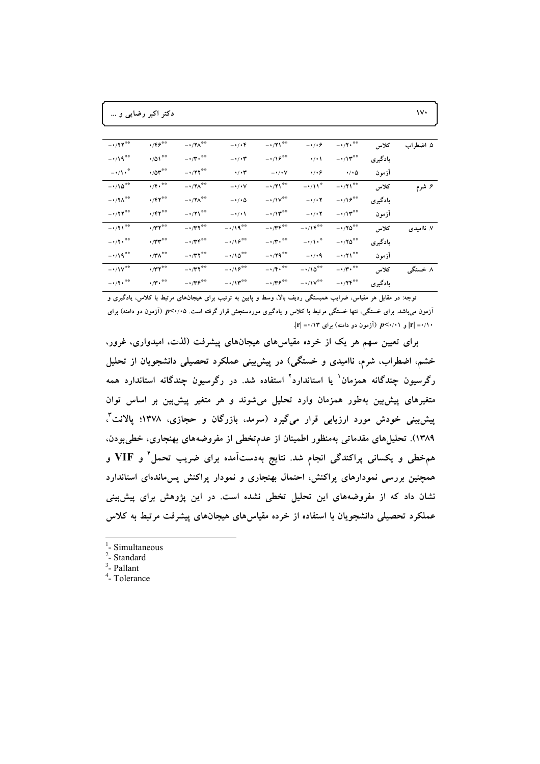| | | | | | | | | |
|---|---|---|---|---|---|---|---|---|
| ۵. اضطراب | کلاس | \*\*۰/۲۰- | ۰/۰۶- | \*\*۰/۲۱- | ۰/۰۴- | \*\*۰/۲۸- | \*\*۰/۴۶ | \*\*۰/۲۲- |
| | یادگیری | \*\*۰/۱۳- | ۰/۰۱ | \*\*۰/۱۶- | ۰/۰۳- | \*\*۰/۳۰- | \*\*۰/۵۱ | \*\*۰/۱۹- |
| | آزمون | ۰/۰۵ | ۰/۰۶ | ۰/۰۷- | ۰/۰۳ | \*\*۰/۲۲- | \*\*۰/۵۳ | \*۰/۱۰- |
| ۶. شرم | کلاس | \*\*۰/۲۱- | \*۰/۱۱- | \*\*۰/۲۱- | ۰/۰۷- | \*\*۰/۲۸- | \*\*۰/۴۰ | \*\*۰/۱۵- |
| | یادگیری | \*\*۰/۱۶- | ۰/۰۲- | \*\*۰/۱۷- | ۰/۰۵- | \*\*۰/۲۸- | \*\*۰/۴۲ | \*\*۰/۲۸- |
| | آزمون | \*\*۰/۱۳- | ۰/۰۲- | \*\*۰/۱۳- | ۰/۰۱- | \*\*۰/۲۱- | \*\*۰/۴۲ | \*\*۰/۲۲- |
| ۷. ناامیدی | کلاس | \*\*۰/۲۵- | \*\*۰/۱۴- | \*\*۰/۳۴- | \*\*۰/۱۹- | \*\*۰/۳۲- | \*\*۰/۳۲ | \*\*۰/۲۱- |
| | یادگیری | \*\*۰/۲۵- | \*۰/۱۰- | \*\*۰/۳۰- | \*\*۰/۱۶- | \*\*۰/۳۴- | \*\*۰/۳۳ | \*\*۰/۲۰- |
| | آزمون | \*\*۰/۲۱- | ۰/۰۹- | \*\*۰/۲۹- | \*\*۰/۱۵- | \*\*۰/۳۲- | \*\*۰/۳۸ | \*\*۰/۱۹- |
| ۸. خستگی | کلاس | \*\*۰/۳۰- | \*\*۰/۱۵- | \*\*۰/۴۰- | \*\*۰/۱۶- | \*\*۰/۳۲- | \*\*۰/۳۲ | \*\*۰/۱۷- |
| | یادگیری | \*\*۰/۲۴- | \*\*۰/۱۷- | \*\*۰/۳۶- | \*\*۰/۱۳- | \*\*۰/۳۶- | \*\*۰/۳۰ | \*\*۰/۲۰- |

توجه: در مقابل هر مقیاس، ضرایب همبستگی ردیف بالا، وسط و پایین به ترتیب برای هیجان‌های مرتبط با کلاس، یادگیری و آزمون می‌باشد. برای خستگی، تنها خستگی مرتبط با کلاس و یادگیری موردسنجش قرار گرفته است. $p<۰/۰۵$ (آزمون دو دامنه) برای $|r|=۰/۱۰$ و $p<۰/۰۱$ (آزمون دو دامنه) برای $|r|=۰/۱۳$.

برای تعیین سهم هر یک از خرده مقیاس‌های هیجان‌های پیشرفت (لذت، امیدواری، غرور، خشم، اضطراب، شرم، ناامیدی و خستگی) در پیش‌بینی عملکرد تحصیلی دانشجویان از تحلیل رگرسیون چندگانه همزمان[1] یا استاندارد[2] استفاده شد. در رگرسیون چندگانه استاندارد همه متغیرهای پیش‌بین به‌طور همزمان وارد تحلیل می‌شوند و هر متغیر پیش‌بین بر اساس توان پیش‌بینی خودش مورد ارزیابی قرار می‌گیرد (سرمد، بازرگان و حجازی، ۱۳۷۸؛ پالانت[3]، ۱۳۸۹). تحلیل‌های مقدماتی به‌منظور اطمینان از عدم‌تخطی از مفروضه‌های بهنجاری، خطی‌بودن، هم‌خطی و یکسانی پراکندگی انجام شد. نتایج به‌دست‌آمده برای ضریب تحمل[4] و VIF و همچنین بررسی نمودارهای پراکنش، احتمال بهنجاری و نمودار پراکنش پس‌ماندهای استاندارد نشان داد که از مفروضه‌های این تحلیل تخطی نشده است. در این پژوهش برای پیش‌بینی عملکرد تحصیلی دانشجویان با استفاده از خرده مقیاس‌های هیجان‌های پیشرفت مرتبط به کلاس

---

[1]- Simultaneous

[2]- Standard

[3]- Pallant

[4]- Tolerance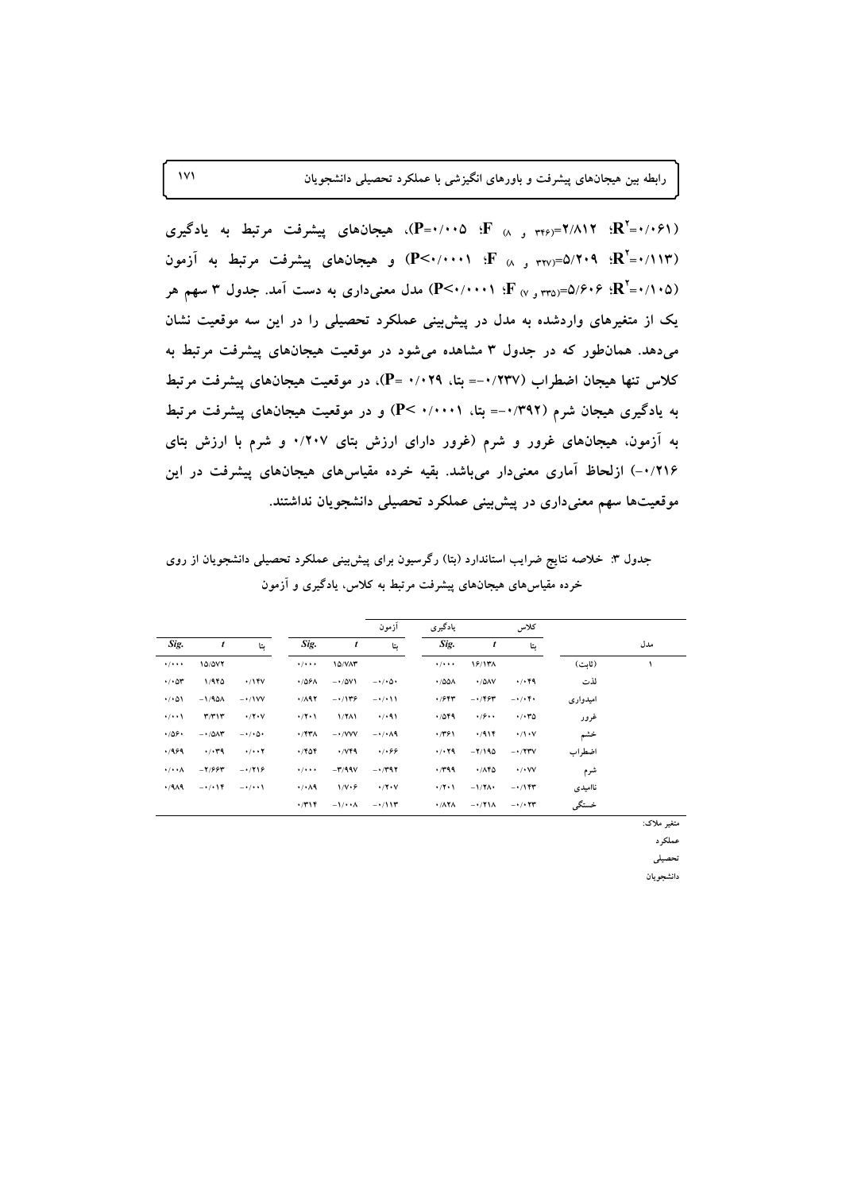($R^2$=۰/۰۶۱؛ $F_{(۸ و ۳۴۶)}$=۲/۸۱۲؛ P=۰/۰۰۵)، هیجان‌های پیشرفت مرتبط به یادگیری ($R^2$=۰/۱۱۳؛ $F_{(۸ و ۳۳۷)}$=۵/۲۰۹؛ P<۰/۰۰۰۱) و هیجان‌های پیشرفت مرتبط به آزمون ($R^2$=۰/۱۰۵؛ $F_{(۷ و ۳۳۵)}$=۵/۶۰۶؛ P<۰/۰۰۰۱) مدل معنی‌داری به دست آمد. جدول ۳ سهم هر یک از متغیرهای واردشده به مدل در پیش‌بینی عملکرد تحصیلی را در این سه موقعیت نشان می‌دهد. همان‌طور که در جدول ۳ مشاهده می‌شود در موقعیت هیجان‌های پیشرفت مرتبط به کلاس تنها هیجان اضطراب (۰/۲۳۷-= بتا، P= ۰/۰۲۹)، در موقعیت هیجان‌های پیشرفت مرتبط به یادگیری هیجان شرم (۰/۳۹۲-= بتا، P< ۰/۰۰۰۱) و در موقعیت هیجان‌های پیشرفت مرتبط به آزمون، هیجان‌های غرور و شرم (غرور دارای ارزش بتای ۰/۲۰۷ و شرم با ارزش بتای ۰/۲۱۶-) ازلحاظ آماری معنی‌دار می‌باشد. بقیه خرده مقیاس‌های هیجان‌های پیشرفت در این موقعیت‌ها سهم معنی‌داری در پیش‌بینی عملکرد تحصیلی دانشجویان نداشتند.

جدول ۳: خلاصه نتایج ضرایب استاندارد (بتا) رگرسیون برای پیش‌بینی عملکرد تحصیلی دانشجویان از روی خرده مقیاس‌های هیجان‌های پیشرفت مرتبط به کلاس، یادگیری و آزمون

| مدل | | کلاس | | | یادگیری | | | آزمون | | |
|---|---|---|---|---|---|---|---|---|---|---|
| | | بتا | *t* | *Sig.* | بتا | *t* | *Sig.* | بتا | *t* | *Sig.* |
| ۱ | (ثابت) | | ۱۶/۱۳۸ | ۰/۰۰۰ | | ۱۵/۷۸۳ | ۰/۰۰۰ | | ۱۵/۵۷۲ | ۰/۰۰۰ |
| | لذت | ۰/۰۴۹ | ۰/۵۸۷ | ۰/۵۵۸ | ۰/۰۵۰- | ۰/۵۷۱- | ۰/۵۶۸ | ۰/۱۴۷ | ۱/۹۴۵ | ۰/۰۵۳ |
| | امیدواری | ۰/۰۴۰- | ۰/۴۶۳- | ۰/۶۴۳ | ۰/۰۱۱- | ۰/۱۳۶- | ۰/۸۹۲ | ۰/۱۷۷- | ۱/۹۵۸- | ۰/۰۵۱ |
| | غرور | ۰/۰۳۵ | ۰/۶۰۰ | ۰/۵۴۹ | ۰/۰۹۱ | ۱/۲۸۱ | ۰/۲۰۱ | ۰/۲۰۷ | ۳/۳۱۳ | ۰/۰۰۱ |
| | خشم | ۰/۱۰۷ | ۰/۹۱۴ | ۰/۳۶۱ | ۰/۰۸۹- | ۰/۷۷۷- | ۰/۴۳۸ | ۰/۰۵۰- | ۰/۵۸۳- | ۰/۵۶۰ |
| | اضطراب | ۰/۲۳۷- | ۲/۱۹۵- | ۰/۰۲۹ | ۰/۰۶۶ | ۰/۷۴۹ | ۰/۴۵۴ | ۰/۰۰۲ | ۰/۰۳۹ | ۰/۹۶۹ |
| | شرم | ۰/۰۷۷ | ۰/۸۴۵ | ۰/۳۹۹ | ۰/۳۹۲- | ۳/۹۹۷- | ۰/۰۰۰ | ۰/۲۱۶- | ۲/۶۶۳- | ۰/۰۰۸ |
| | ناامیدی | ۰/۱۴۳- | ۱/۲۸۰- | ۰/۲۰۱ | ۰/۲۰۷ | ۱/۷۰۶ | ۰/۰۸۹ | ۰/۰۰۱- | ۰/۰۱۴- | ۰/۹۸۹ |
| | خستگی | ۰/۰۲۳- | ۰/۲۱۸- | ۰/۸۲۸ | ۰/۱۱۳- | ۱/۰۰۸- | ۰/۳۱۴ | | | |

متغیر ملاک: عملکرد تحصیلی دانشجویان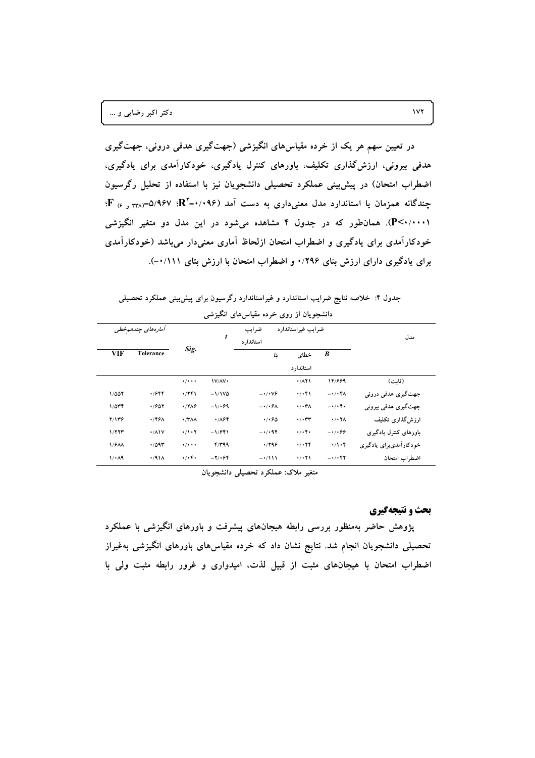در تعیین سهم هر یک از خرده مقیاس‌های انگیزشی (جهت‌گیری هدفی درونی، جهت‌گیری هدفی بیرونی، ارزش‌گذاری تکلیف، باورهای کنترل یادگیری، خودکارآمدی برای یادگیری، اضطراب امتحان) در پیش‌بینی عملکرد تحصیلی دانشجویان نیز با استفاده از تحلیل رگرسیون چندگانه همزمان یا استاندارد مدل معنی‌داری به دست آمد ($R^2$=۰/۰۹۶؛ $F_{(6, 338)}$=۵/۹۶۷؛ P<۰/۰۰۰۱). همان‌طور که در جدول ۴ مشاهده می‌شود در این مدل دو متغیر انگیزشی خودکارآمدی برای یادگیری و اضطراب امتحان ازلحاظ آماری معنی‌دار می‌باشد (خودکارآمدی برای یادگیری دارای ارزش بتای ۰/۲۹۶ و اضطراب امتحان با ارزش بتای ۰/۱۱۱-).

جدول ۴: خلاصه نتایج ضرایب استاندارد و غیراستاندارد رگرسیون برای پیش‌بینی عملکرد تحصیلی دانشجویان از روی خرده مقیاس‌های انگیزشی

| مدل | ضرایب غیراستاندارد | | ضرایب استاندارد | t | Sig. | آماره‌های چندهم‌خطی | |
|---|---|---|---|---|---|---|---|
| | B | خطای استاندارد | بتا | | | Tolerance | VIF |
| (ثابت) | ۱۴/۶۶۹ | ۰/۸۲۱ | | ۱۷/۸۷۰ | ۰/۰۰۰ | | |
| جهت‌گیری هدفی درونی | ۰/۰۴۸- | ۰/۰۴۱ | ۰/۰۷۶- | ۱/۱۷۵- | ۰/۲۴۱ | ۰/۶۴۴ | ۱/۵۵۲ |
| جهت‌گیری هدفی بیرونی | ۰/۰۴۰- | ۰/۰۳۸ | ۰/۰۶۸- | ۱/۰۶۹- | ۰/۲۸۶ | ۰/۶۵۲ | ۱/۵۳۴ |
| ارزش‌گذاری تکلیف | ۰/۰۲۸ | ۰/۰۳۳ | ۰/۰۶۵ | ۰/۸۶۴ | ۰/۳۸۸ | ۰/۴۶۸ | ۲/۱۳۶ |
| باورهای کنترل یادگیری | ۰/۰۶۶- | ۰/۰۴۰ | ۰/۰۹۴- | ۱/۶۴۱- | ۰/۱۰۲ | ۰/۸۱۷ | ۱/۲۲۳ |
| خودکارآمدی‌برای یادگیری | ۰/۱۰۴ | ۰/۰۲۴ | ۰/۲۹۶ | ۴/۳۹۹ | ۰/۰۰۰ | ۰/۵۹۳ | ۱/۶۸۸ |
| اضطراب امتحان | ۰/۰۴۲- | ۰/۰۲۱ | ۰/۱۱۱- | ۲/۰۶۴- | ۰/۰۴۰ | ۰/۹۱۸ | ۱/۰۸۹ |

متغیر ملاک: عملکرد تحصیلی دانشجویان

## بحث و نتیجه‌گیری

پژوهش حاضر به‌منظور بررسی رابطه هیجان‌های پیشرفت و باورهای انگیزشی با عملکرد تحصیلی دانشجویان انجام شد. نتایج نشان داد که خرده مقیاس‌های باورهای انگیزشی به‌غیراز اضطراب امتحان با هیجان‌های مثبت از قبیل لذت، امیدواری و غرور رابطه مثبت ولی با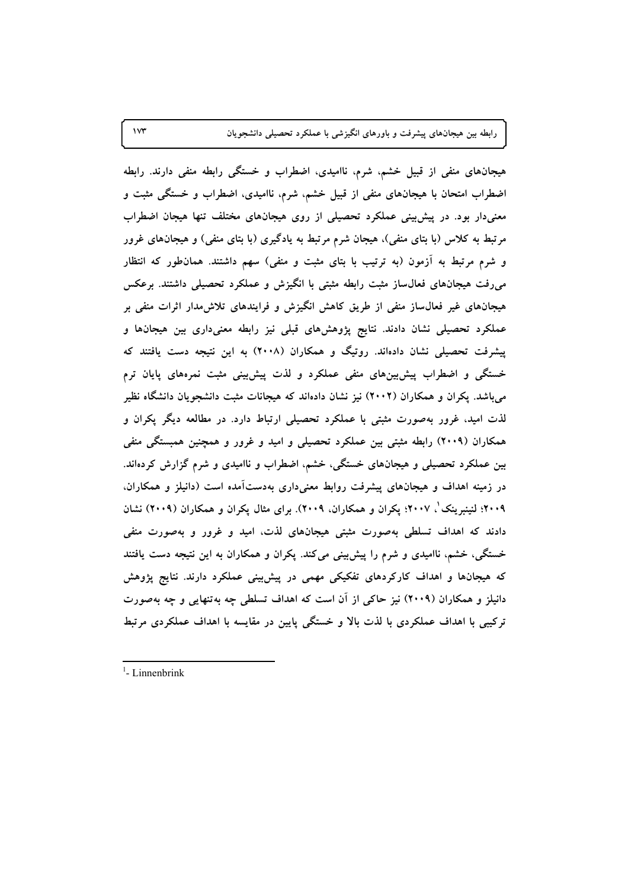هیجان‌های منفی از قبیل خشم، شرم، ناامیدی، اضطراب و خستگی رابطه منفی دارند. رابطه اضطراب امتحان با هیجان‌های منفی از قبیل خشم، شرم، ناامیدی، اضطراب و خستگی مثبت و معنی‌دار بود. در پیش‌بینی عملکرد تحصیلی از روی هیجان‌های مختلف تنها هیجان اضطراب مرتبط به کلاس (با بتای منفی)، هیجان شرم مرتبط به یادگیری (با بتای منفی) و هیجان‌های غرور و شرم مرتبط به آزمون (به ترتیب با بتای مثبت و منفی) سهم داشتند. همان‌طور که انتظار می‌رفت هیجان‌های فعال‌ساز مثبت رابطه مثبتی با انگیزش و عملکرد تحصیلی داشتند. برعکس هیجان‌های غیر فعال‌ساز منفی از طریق کاهش انگیزش و فرایندهای تلاش‌مدار اثرات منفی بر عملکرد تحصیلی نشان دادند. نتایج پژوهش‌های قبلی نیز رابطه معنی‌داری بین هیجان‌ها و پیشرفت تحصیلی نشان داده‌اند. روتیگ و همکاران (۲۰۰۸) به این نتیجه دست یافتند که خستگی و اضطراب پیش‌بین‌های منفی عملکرد و لذت پیش‌بینی مثبت نمره‌های پایان ترم می‌باشد. پکران و همکاران (۲۰۰۲) نیز نشان داده‌اند که هیجانات مثبت دانشجویان دانشگاه نظیر لذت امید، غرور به‌صورت مثبتی با عملکرد تحصیلی ارتباط دارد. در مطالعه دیگر پکران و همکاران (۲۰۰۹) رابطه مثبتی بین عملکرد تحصیلی و امید و غرور و همچنین همبستگی منفی بین عملکرد تحصیلی و هیجان‌های خستگی، خشم، اضطراب و ناامیدی و شرم گزارش کرده‌اند. در زمینه اهداف و هیجان‌های پیشرفت روابط معنی‌داری به‌دست‌آمده است (دانیلز و همکاران، ۲۰۰۹؛ لنینبرینک[1]، ۲۰۰۷؛ پکران و همکاران، ۲۰۰۹). برای مثال پکران و همکاران (۲۰۰۹) نشان دادند که اهداف تسلطی به‌صورت مثبتی هیجان‌های لذت، امید و غرور و به‌صورت منفی خستگی، خشم، ناامیدی و شرم را پیش‌بینی می‌کند. پکران و همکاران به این نتیجه دست یافتند که هیجان‌ها و اهداف کارکردهای تفکیکی مهمی در پیش‌بینی عملکرد دارند. نتایج پژوهش دانیلز و همکاران (۲۰۰۹) نیز حاکی از آن است که اهداف تسلطی چه به‌تنهایی و چه به‌صورت ترکیبی با اهداف عملکردی با لذت بالا و خستگی پایین در مقایسه با اهداف عملکردی مرتبط

---

[1]- Linnenbrink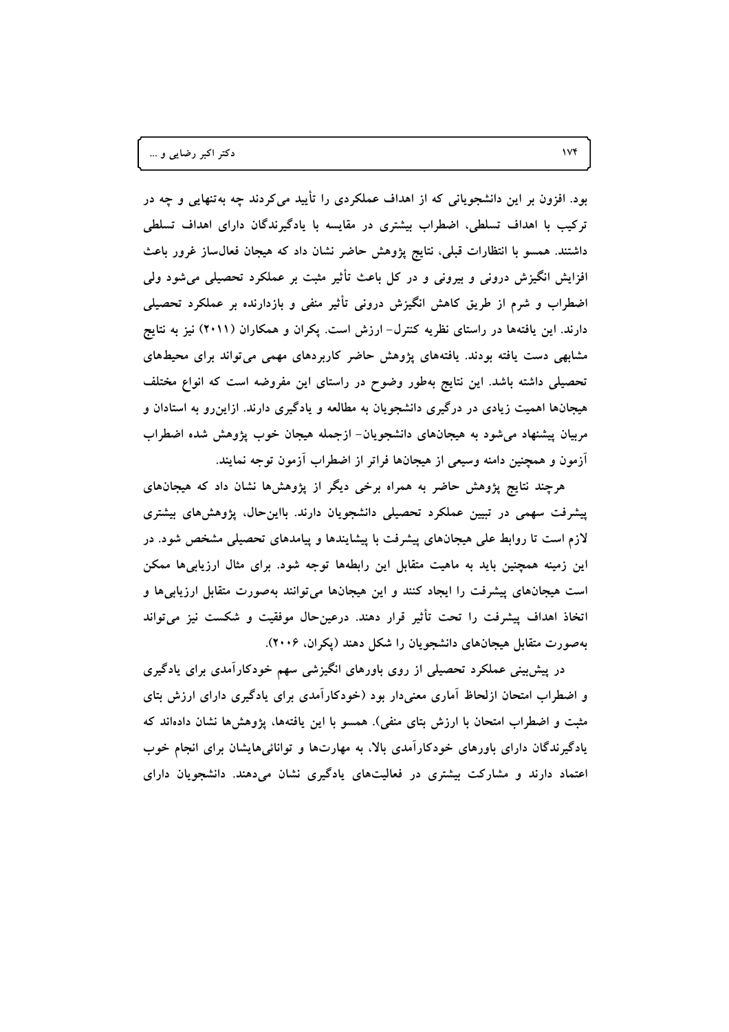بود. افزون بر این دانشجویانی که از اهداف عملکردی را تأیید می‌کردند چه به‌تنهایی و چه در ترکیب با اهداف تسلطی، اضطراب بیشتری در مقایسه با یادگیرندگان دارای اهداف تسلطی داشتند. همسو با انتظارات قبلی، نتایج پژوهش حاضر نشان داد که هیجان فعال‌ساز غرور باعث افزایش انگیزش درونی و بیرونی و در کل باعث تأثیر مثبت بر عملکرد تحصیلی می‌شود ولی اضطراب و شرم از طریق کاهش انگیزش درونی تأثیر منفی و بازدارنده بر عملکرد تحصیلی دارند. این یافته‌ها در راستای نظریه کنترل- ارزش است. پکران و همکاران (۲۰۱۱) نیز به نتایج مشابهی دست یافته بودند. یافته‌های پژوهش حاضر کاربردهای مهمی می‌تواند برای محیط‌های تحصیلی داشته باشد. این نتایج به‌طور وضوح در راستای این مفروضه است که انواع مختلف هیجان‌ها اهمیت زیادی در درگیری دانشجویان به مطالعه و یادگیری دارند. ازاین‌رو به استادان و مربیان پیشنهاد می‌شود به هیجان‌های دانشجویان- ازجمله هیجان خوب پژوهش شده اضطراب آزمون و همچنین دامنه وسیعی از هیجان‌ها فراتر از اضطراب آزمون توجه نمایند.

هرچند نتایج پژوهش حاضر به همراه برخی دیگر از پژوهش‌ها نشان داد که هیجان‌های پیشرفت سهمی در تبیین عملکرد تحصیلی دانشجویان دارند. بااین‌حال، پژوهش‌های بیشتری لازم است تا روابط علی هیجان‌های پیشرفت با پیشایندها و پیامدهای تحصیلی مشخص شود. در این زمینه همچنین باید به ماهیت متقابل این رابطه‌ها توجه شود. برای مثال ارزیابی‌ها ممکن است هیجان‌های پیشرفت را ایجاد کنند و این هیجان‌ها می‌توانند به‌صورت متقابل ارزیابی‌ها و اتخاذ اهداف پیشرفت را تحت تأثیر قرار دهند. درعین‌حال موفقیت و شکست نیز می‌تواند به‌صورت متقابل هیجان‌های دانشجویان را شکل دهند (پکران، ۲۰۰۶).

در پیش‌بینی عملکرد تحصیلی از روی باورهای انگیزشی سهم خودکارآمدی برای یادگیری و اضطراب امتحان ازلحاظ آماری معنی‌دار بود (خودکارآمدی برای یادگیری دارای ارزش بتای مثبت و اضطراب امتحان با ارزش بتای منفی). همسو با این یافته‌ها، پژوهش‌ها نشان داده‌اند که یادگیرندگان دارای باورهای خودکارآمدی بالا، به مهارت‌ها و توانائی‌هایشان برای انجام خوب اعتماد دارند و مشارکت بیشتری در فعالیت‌های یادگیری نشان می‌دهند. دانشجویان دارای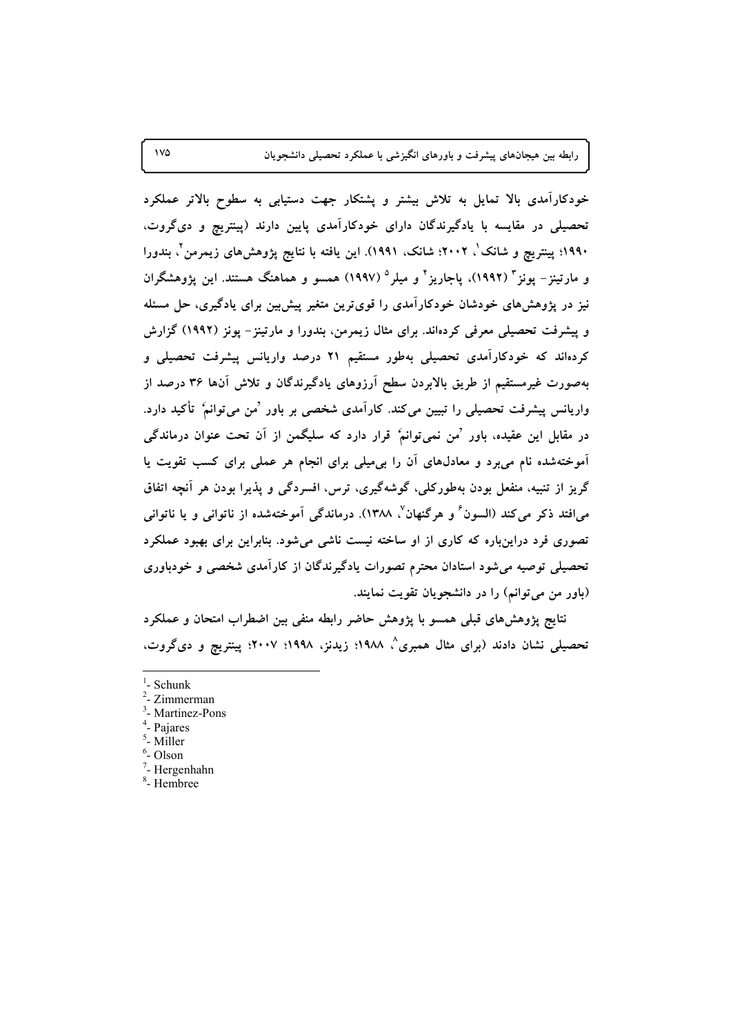خودکارآمدی بالا تمایل به تلاش بیشتر و پشتکار جهت دستیابی به سطوح بالاتر عملکرد تحصیلی در مقایسه با یادگیرندگان دارای خودکارآمدی پایین دارند (پینتریچ و دی‌گروت، ۱۹۹۰؛ پینتریچ و شانک[1]، ۲۰۰۲؛ شانک، ۱۹۹۱). این یافته با نتایج پژوهش‌های زیمرمن[2]، بندورا و مارتینز- پونز[3] (۱۹۹۲)، پاجاریز[4] و میلر[5] (۱۹۹۷) همسو و هماهنگ هستند. این پژوهشگران نیز در پژوهش‌های خودشان خودکارآمدی را قوی‌ترین متغیر پیش‌بین برای یادگیری، حل مسئله و پیشرفت تحصیلی معرفی کرده‌اند. برای مثال زیمرمن، بندورا و مارتینز- پونز (۱۹۹۲) گزارش کرده‌اند که خودکارآمدی تحصیلی به‌طور مستقیم ۲۱ درصد واریانس پیشرفت تحصیلی و به‌صورت غیرمستقیم از طریق بالابردن سطح آرزوهای یادگیرندگان و تلاش آن‌ها ۳۶ درصد از واریانس پیشرفت تحصیلی را تبیین می‌کند. کارآمدی شخصی بر باور 'من می‌توانم' تأکید دارد. در مقابل این عقیده، باور 'من نمی‌توانم' قرار دارد که سلیگمن از آن تحت عنوان درماندگی آموخته‌شده نام می‌برد و معادل‌های آن را بی‌میلی برای انجام هر عملی برای کسب تقویت یا گریز از تنبیه، منفعل بودن به‌طورکلی، گوشه‌گیری، ترس، افسردگی و پذیرا بودن هر آنچه اتفاق می‌افتد ذکر می‌کند (السون[6] و هرگنهان[7]، ۱۳۸۸). درماندگی آموخته‌شده از ناتوانی و یا ناتوانی تصوری فرد دراین‌باره که کاری از او ساخته نیست ناشی می‌شود. بنابراین برای بهبود عملکرد تحصیلی توصیه می‌شود استادان محترم تصورات یادگیرندگان از کارآمدی شخصی و خودباوری (باور من می‌توانم) را در دانشجویان تقویت نمایند.

نتایج پژوهش‌های قبلی همسو با پژوهش حاضر رابطه منفی بین اضطراب امتحان و عملکرد تحصیلی نشان دادند (برای مثال همبری[8]، ۱۹۸۸؛ زیدنز، ۱۹۹۸؛ ۲۰۰۷؛ پینتریچ و دی‌گروت،

---

[1]- Schunk

[2]- Zimmerman

[3]- Martinez-Pons

[4]- Pajares

[5]- Miller

[6]- Olson

[7]- Hergenhahn

[8]- Hembree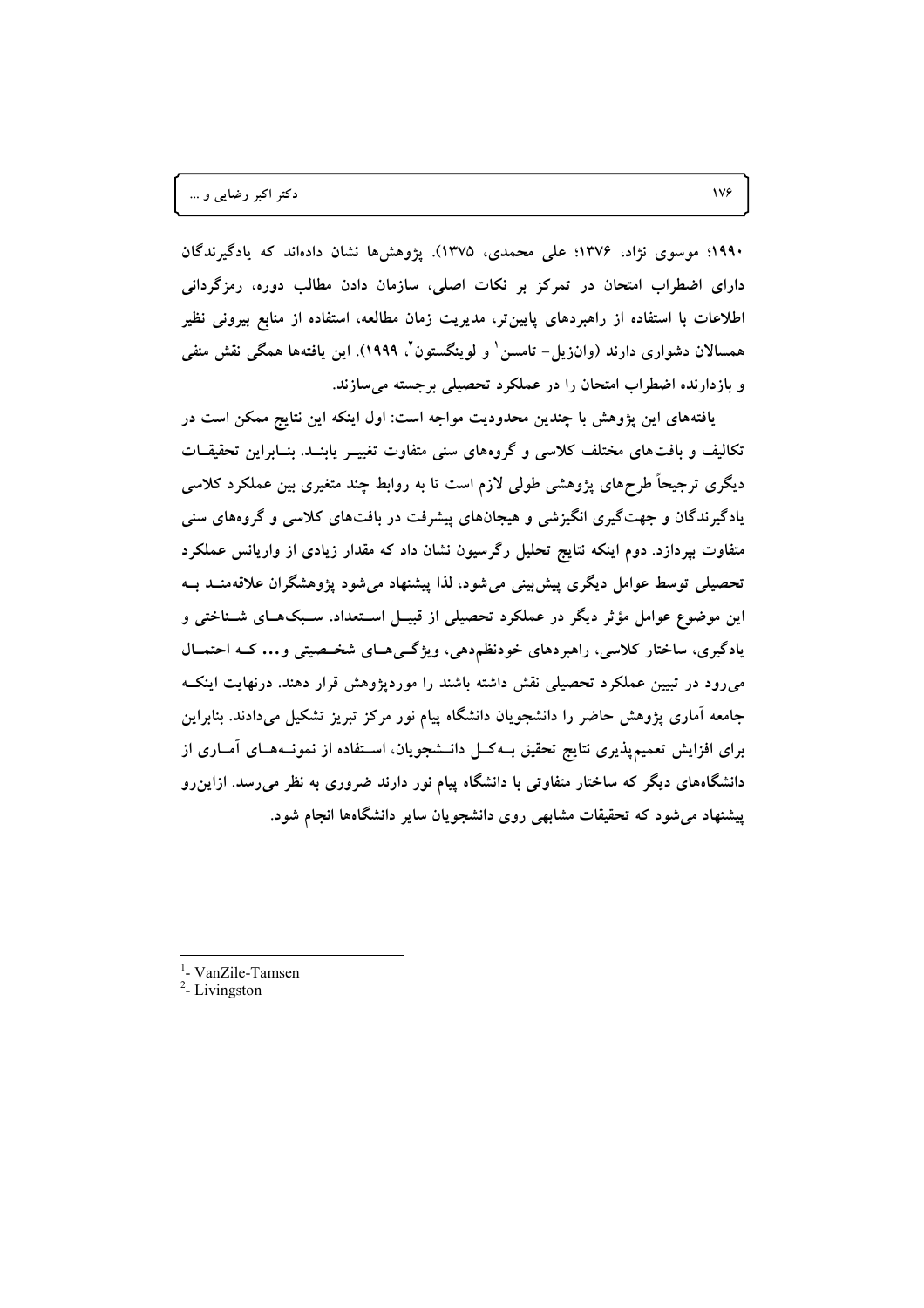۱۹۹۰؛ موسوی نژاد، ۱۳۷۶؛ علی محمدی، ۱۳۷۵). پژوهش‌ها نشان داده‌اند که یادگیرندگان دارای اضطراب امتحان در تمرکز بر نکات اصلی، سازمان دادن مطالب دوره، رمزگردانی اطلاعات با استفاده از راهبردهای پایین‌تر، مدیریت زمان مطالعه، استفاده از منابع بیرونی نظیر همسالان دشواری دارند (وان‌زیل- تامسن[1] و لوینگستون[2]، ۱۹۹۹). این یافته‌ها همگی نقش منفی و بازدارنده اضطراب امتحان را در عملکرد تحصیلی برجسته می‌سازند.

یافته‌های این پژوهش با چندین محدودیت مواجه است: اول اینکه این نتایج ممکن است در تکالیف و بافت‌های مختلف کلاسی و گروه‌های سنی متفاوت تغییر یابند. بنابراین تحقیقات دیگری ترجیحاً طرح‌های پژوهشی طولی لازم است تا به روابط چند متغیری بین عملکرد کلاسی یادگیرندگان و جهت‌گیری انگیزشی و هیجان‌های پیشرفت در بافت‌های کلاسی و گروه‌های سنی متفاوت بپردازد. دوم اینکه نتایج تحلیل رگرسیون نشان داد که مقدار زیادی از واریانس عملکرد تحصیلی توسط عوامل دیگری پیش‌بینی می‌شود، لذا پیشنهاد می‌شود پژوهشگران علاقه‌مند به این موضوع عوامل مؤثر دیگر در عملکرد تحصیلی از قبیل استعداد، سبک‌های شناختی و یادگیری، ساختار کلاسی، راهبردهای خودنظم‌دهی، ویژگی‌های شخصیتی و... که احتمال می‌رود در تبیین عملکرد تحصیلی نقش داشته باشند را موردپژوهش قرار دهند. درنهایت اینکه جامعه آماری پژوهش حاضر را دانشجویان دانشگاه پیام نور مرکز تبریز تشکیل می‌دادند. بنابراین برای افزایش تعمیم‌پذیری نتایج تحقیق به‌کل دانشجویان، استفاده از نمونه‌های آماری از دانشگاه‌های دیگر که ساختار متفاوتی با دانشگاه پیام نور دارند ضروری به نظر می‌رسد. ازاین‌رو پیشنهاد می‌شود که تحقیقات مشابهی روی دانشجویان سایر دانشگاه‌ها انجام شود.

---

[1]- VanZile-Tamsen

[2]- Livingston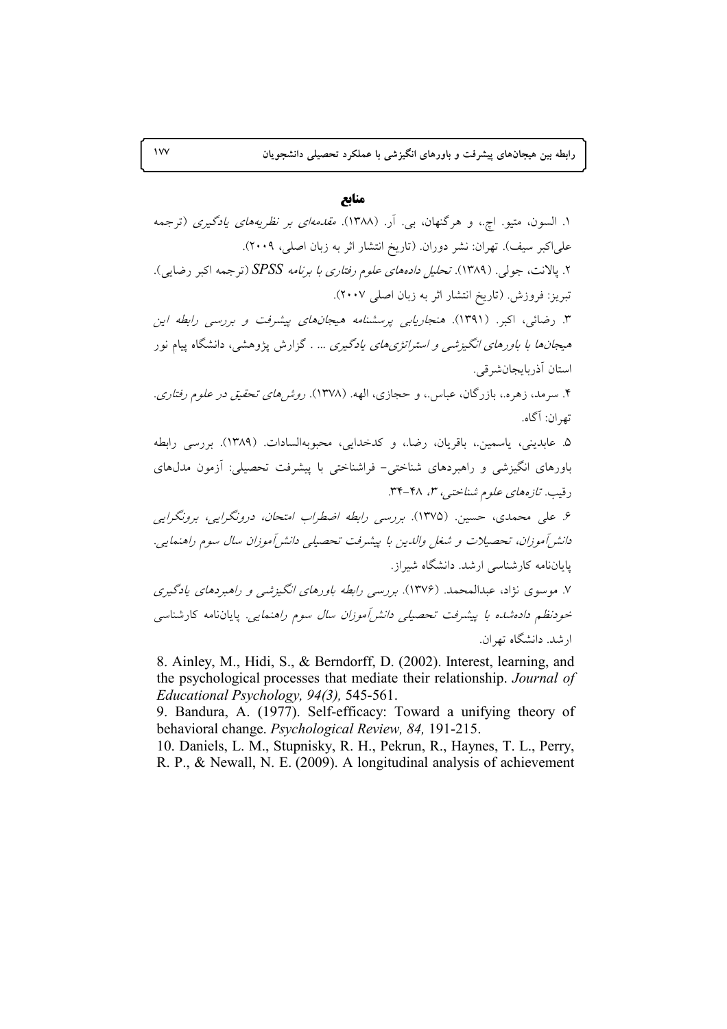## منابع

۱. السون، متیو. اچ.، و هرگنهان، بی. آر. (۱۳۸۸). *مقدمه‌ای بر نظریه‌های یادگیری* (ترجمه علی‌اکبر سیف). تهران: نشر دوران. (تاریخ انتشار اثر به زبان اصلی، ۲۰۰۹).

۲. پالانت، جولی. (۱۳۸۹). *تحلیل داده‌های علوم رفتاری با برنامه SPSS* (ترجمه اکبر رضایی). تبریز: فروزش. (تاریخ انتشار اثر به زبان اصلی ۲۰۰۷).

۳. رضائی، اکبر. (۱۳۹۱). *هنجاریابی پرسشنامه هیجان‌های پیشرفت و بررسی رابطه این هیجان‌ها با باورهای انگیزشی و استراتژی‌های یادگیری ...* . گزارش پژوهشی، دانشگاه پیام نور استان آذربایجان‌شرقی.

۴. سرمد، زهره.، بازرگان، عباس.، و حجازی، الهه. (۱۳۷۸). *روش‌های تحقیق در علوم رفتاری*. تهران: آگاه.

۵. عابدینی، یاسمین.، باقریان، رضا.، و کدخدایی، محبوبه‌السادات. (۱۳۸۹). بررسی رابطه باورهای انگیزشی و راهبردهای شناختی- فراشناختی با پیشرفت تحصیلی: آزمون مدل‌های رقیب. *تازه‌های علوم شناختی*، ۳، ۴۸-۳۴.

۶. علی محمدی، حسین. (۱۳۷۵). *بررسی رابطه اضطراب امتحان، درونگرایی، برونگرایی دانش‌آموزان، تحصیلات و شغل والدین با پیشرفت تحصیلی دانش‌آموزان سال سوم راهنمایی*. پایان‌نامه کارشناسی ارشد. دانشگاه شیراز.

۷. موسوی نژاد، عبدالمحمد. (۱۳۷۶). *بررسی رابطه باورهای انگیزشی و راهبردهای یادگیری خودنظم داده‌شده با پیشرفت تحصیلی دانش‌آموزان سال سوم راهنمایی*. پایان‌نامه کارشناسی ارشد. دانشگاه تهران.

8. Ainley, M., Hidi, S., & Berndorff, D. (2002). Interest, learning, and the psychological processes that mediate their relationship. *Journal of Educational Psychology, 94(3),* 545-561.

9. Bandura, A. (1977). Self-efficacy: Toward a unifying theory of behavioral change. *Psychological Review, 84,* 191-215.

10. Daniels, L. M., Stupnisky, R. H., Pekrun, R., Haynes, T. L., Perry, R. P., & Newall, N. E. (2009). A longitudinal analysis of achievement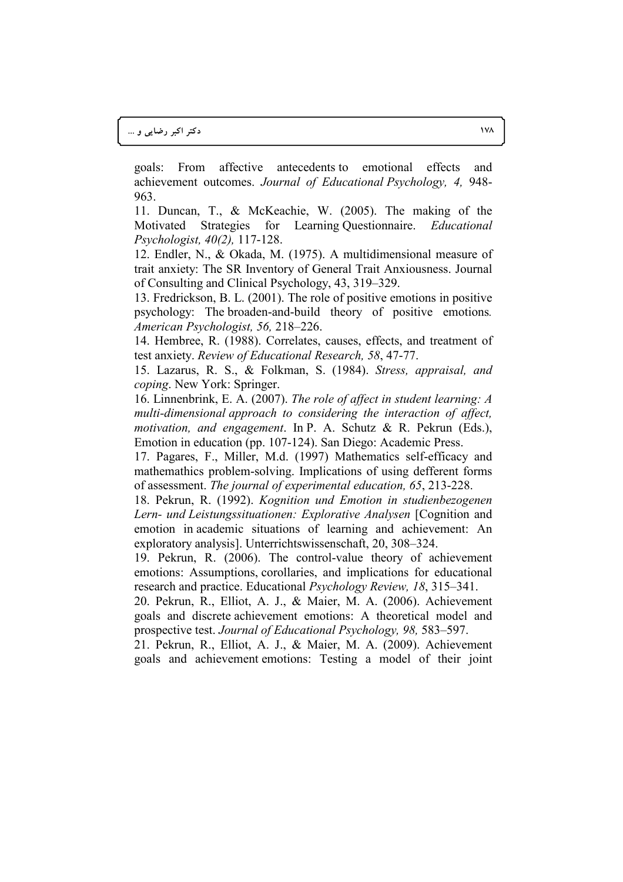goals: From affective antecedents to emotional effects and achievement outcomes. *Journal of Educational Psychology, 4,* 948-963.

11. Duncan, T., & McKeachie, W. (2005). The making of the Motivated Strategies for Learning Questionnaire. *Educational Psychologist, 40(2),* 117-128.

12. Endler, N., & Okada, M. (1975). A multidimensional measure of trait anxiety: The SR Inventory of General Trait Anxiousness. Journal of Consulting and Clinical Psychology, 43, 319–329.

13. Fredrickson, B. L. (2001). The role of positive emotions in positive psychology: The broaden-and-build theory of positive emotions*. American Psychologist, 56,* 218–226.

14. Hembree, R. (1988). Correlates, causes, effects, and treatment of test anxiety. *Review of Educational Research, 58*, 47-77.

15. Lazarus, R. S., & Folkman, S. (1984). *Stress, appraisal, and coping*. New York: Springer.

16. Linnenbrink, E. A. (2007). *The role of affect in student learning: A multi-dimensional approach to considering the interaction of affect, motivation, and engagement*. In P. A. Schutz & R. Pekrun (Eds.), Emotion in education (pp. 107-124). San Diego: Academic Press.

17. Pagares, F., Miller, M.d. (1997) Mathematics self-efficacy and mathemathics problem-solving. Implications of using defferent forms of assessment. *The journal of experimental education, 65*, 213-228.

18. Pekrun, R. (1992). *Kognition und Emotion in studienbezogenen Lern- und Leistungssituationen: Explorative Analysen* [Cognition and emotion in academic situations of learning and achievement: An exploratory analysis]. Unterrichtswissenschaft, 20, 308–324.

19. Pekrun, R. (2006). The control-value theory of achievement emotions: Assumptions, corollaries, and implications for educational research and practice. Educational *Psychology Review, 18*, 315–341.

20. Pekrun, R., Elliot, A. J., & Maier, M. A. (2006). Achievement goals and discrete achievement emotions: A theoretical model and prospective test. *Journal of Educational Psychology, 98,* 583–597.

21. Pekrun, R., Elliot, A. J., & Maier, M. A. (2009). Achievement goals and achievement emotions: Testing a model of their joint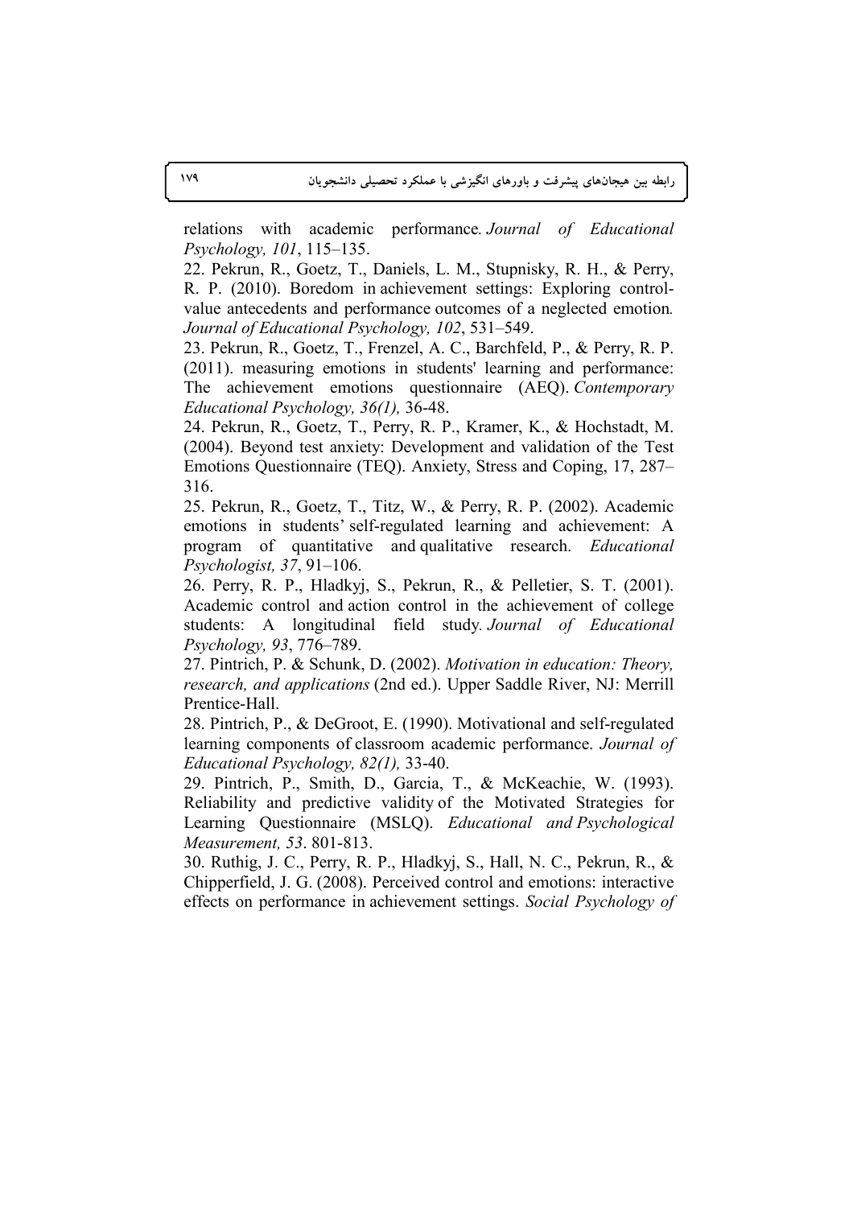relations with academic performance. *Journal of Educational Psychology, 101*, 115–135.

22. Pekrun, R., Goetz, T., Daniels, L. M., Stupnisky, R. H., & Perry, R. P. (2010). Boredom in achievement settings: Exploring control-value antecedents and performance outcomes of a neglected emotion. *Journal of Educational Psychology, 102*, 531–549.

23. Pekrun, R., Goetz, T., Frenzel, A. C., Barchfeld, P., & Perry, R. P. (2011). measuring emotions in students' learning and performance: The achievement emotions questionnaire (AEQ). *Contemporary Educational Psychology, 36(1),* 36-48.

24. Pekrun, R., Goetz, T., Perry, R. P., Kramer, K., & Hochstadt, M. (2004). Beyond test anxiety: Development and validation of the Test Emotions Questionnaire (TEQ). Anxiety, Stress and Coping, 17, 287–316.

25. Pekrun, R., Goetz, T., Titz, W., & Perry, R. P. (2002). Academic emotions in students' self-regulated learning and achievement: A program of quantitative and qualitative research. *Educational Psychologist, 37*, 91–106.

26. Perry, R. P., Hladkyj, S., Pekrun, R., & Pelletier, S. T. (2001). Academic control and action control in the achievement of college students: A longitudinal field study. *Journal of Educational Psychology, 93*, 776–789.

27. Pintrich, P. & Schunk, D. (2002). *Motivation in education: Theory, research, and applications* (2nd ed.). Upper Saddle River, NJ: Merrill Prentice-Hall.

28. Pintrich, P., & DeGroot, E. (1990). Motivational and self-regulated learning components of classroom academic performance. *Journal of Educational Psychology, 82(1),* 33-40.

29. Pintrich, P., Smith, D., Garcia, T., & McKeachie, W. (1993). Reliability and predictive validity of the Motivated Strategies for Learning Questionnaire (MSLQ). *Educational and Psychological Measurement, 53*. 801-813.

30. Ruthig, J. C., Perry, R. P., Hladkyj, S., Hall, N. C., Pekrun, R., & Chipperfield, J. G. (2008). Perceived control and emotions: interactive effects on performance in achievement settings. *Social Psychology of*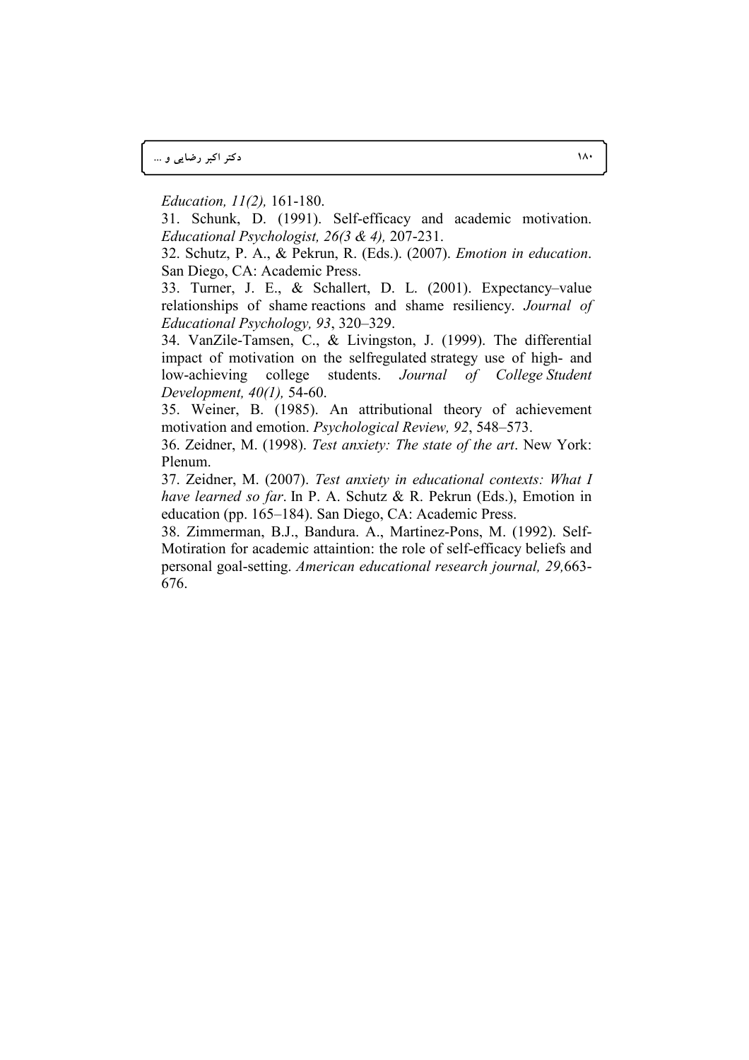*Education, 11(2),* 161-180.

31. Schunk, D. (1991). Self-efficacy and academic motivation. *Educational Psychologist, 26(3 & 4),* 207-231.

32. Schutz, P. A., & Pekrun, R. (Eds.). (2007). *Emotion in education*. San Diego, CA: Academic Press.

33. Turner, J. E., & Schallert, D. L. (2001). Expectancy–value relationships of shame reactions and shame resiliency. *Journal of Educational Psychology, 93*, 320–329.

34. VanZile-Tamsen, C., & Livingston, J. (1999). The differential impact of motivation on the selfregulated strategy use of high- and low-achieving college students. *Journal of College Student Development, 40(1),* 54-60.

35. Weiner, B. (1985). An attributional theory of achievement motivation and emotion. *Psychological Review, 92*, 548–573.

36. Zeidner, M. (1998). *Test anxiety: The state of the art*. New York: Plenum.

37. Zeidner, M. (2007). *Test anxiety in educational contexts: What I have learned so far*. In P. A. Schutz & R. Pekrun (Eds.), Emotion in education (pp. 165–184). San Diego, CA: Academic Press.

38. Zimmerman, B.J., Bandura. A., Martinez-Pons, M. (1992). Self-Motiration for academic attaintion: the role of self-efficacy beliefs and personal goal-setting. *American educational research journal, 29,*663-676.